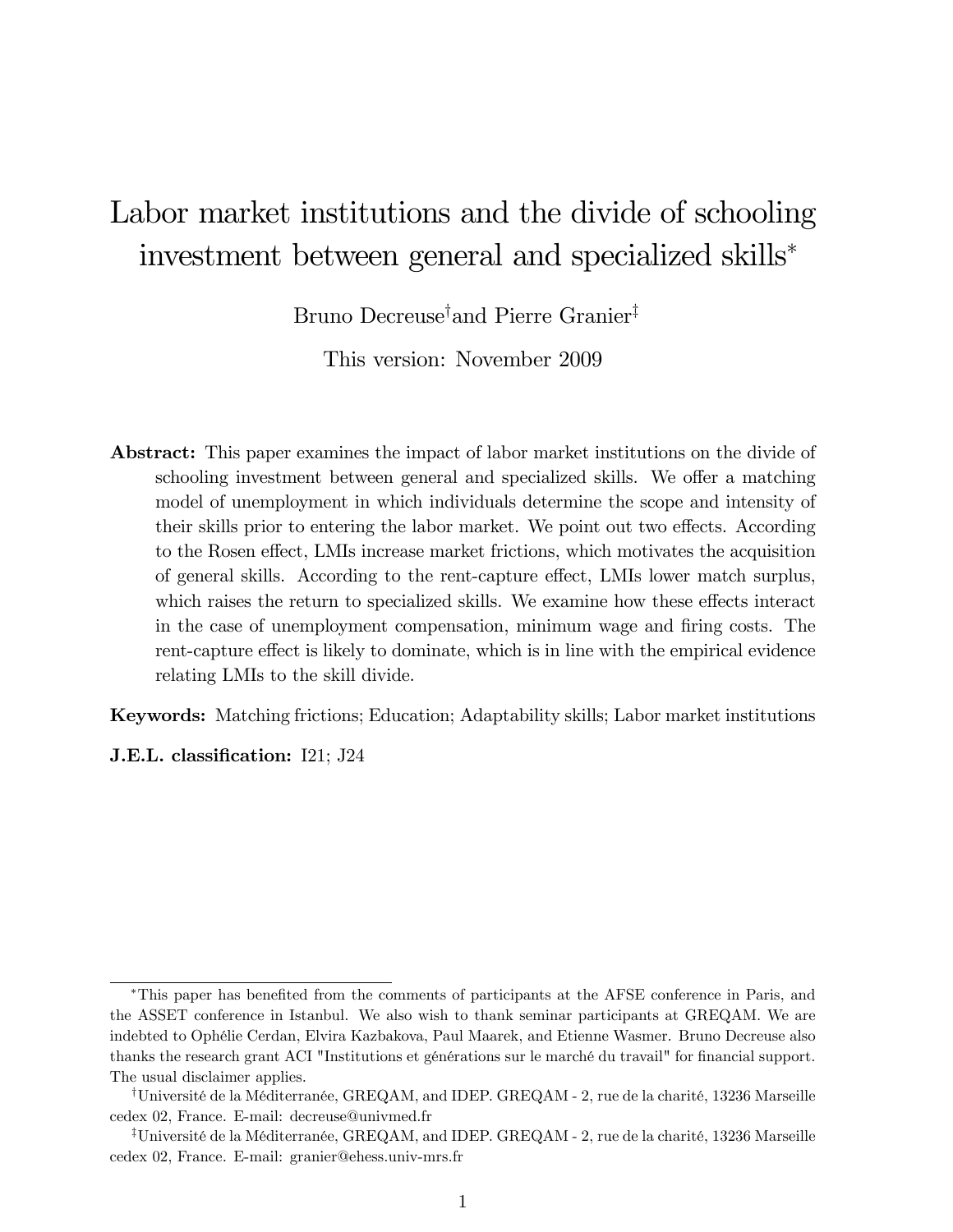# Labor market institutions and the divide of schooling investment between general and specialized skills[*]

Bruno Decreuse[†] and Pierre Granier[‡]

This version: November 2009

**Abstract:** This paper examines the impact of labor market institutions on the divide of schooling investment between general and specialized skills. We offer a matching model of unemployment in which individuals determine the scope and intensity of their skills prior to entering the labor market. We point out two effects. According to the Rosen effect, LMIs increase market frictions, which motivates the acquisition of general skills. According to the rent-capture effect, LMIs lower match surplus, which raises the return to specialized skills. We examine how these effects interact in the case of unemployment compensation, minimum wage and firing costs. The rent-capture effect is likely to dominate, which is in line with the empirical evidence relating LMIs to the skill divide.

**Keywords:** Matching frictions; Education; Adaptability skills; Labor market institutions

**J.E.L. classification:** I21; J24

---

[*] This paper has benefited from the comments of participants at the AFSE conference in Paris, and the ASSET conference in Istanbul. We also wish to thank seminar participants at GREQAM. We are indebted to Ophélie Cerdan, Elvira Kazbakova, Paul Maarek, and Etienne Wasmer. Bruno Decreuse also thanks the research grant ACI "Institutions et générations sur le marché du travail" for financial support. The usual disclaimer applies.

[†] Université de la Méditerranée, GREQAM, and IDEP. GREQAM - 2, rue de la charité, 13236 Marseille cedex 02, France. E-mail: decreuse@univmed.fr

[‡] Université de la Méditerranée, GREQAM, and IDEP. GREQAM - 2, rue de la charité, 13236 Marseille cedex 02, France. E-mail: granier@ehess.univ-mrs.fr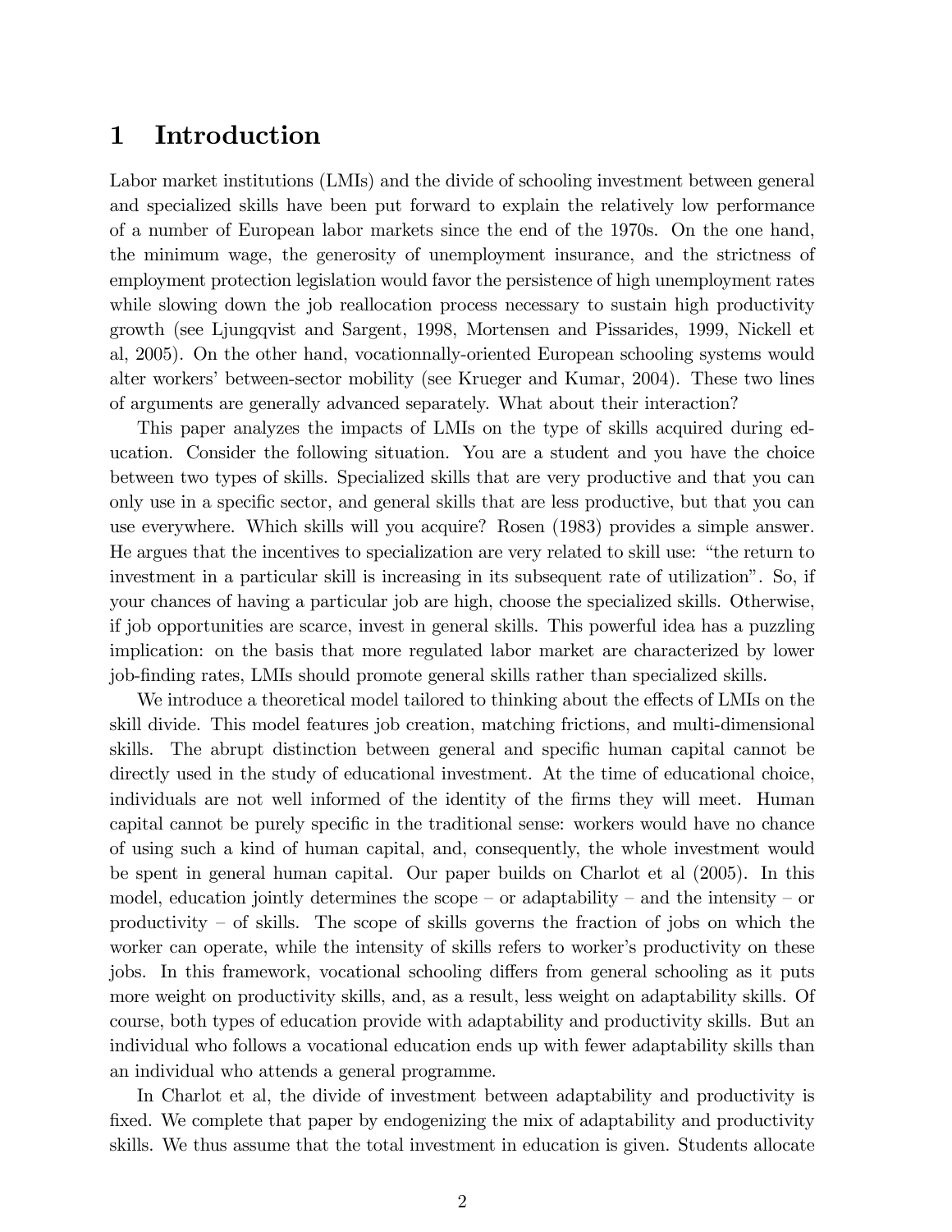# 1 Introduction

Labor market institutions (LMIs) and the divide of schooling investment between general and specialized skills have been put forward to explain the relatively low performance of a number of European labor markets since the end of the 1970s. On the one hand, the minimum wage, the generosity of unemployment insurance, and the strictness of employment protection legislation would favor the persistence of high unemployment rates while slowing down the job reallocation process necessary to sustain high productivity growth (see Ljungqvist and Sargent, 1998, Mortensen and Pissarides, 1999, Nickell et al, 2005). On the other hand, vocationnally-oriented European schooling systems would alter workers' between-sector mobility (see Krueger and Kumar, 2004). These two lines of arguments are generally advanced separately. What about their interaction?

This paper analyzes the impacts of LMIs on the type of skills acquired during education. Consider the following situation. You are a student and you have the choice between two types of skills. Specialized skills that are very productive and that you can only use in a specific sector, and general skills that are less productive, but that you can use everywhere. Which skills will you acquire? Rosen (1983) provides a simple answer. He argues that the incentives to specialization are very related to skill use: "the return to investment in a particular skill is increasing in its subsequent rate of utilization". So, if your chances of having a particular job are high, choose the specialized skills. Otherwise, if job opportunities are scarce, invest in general skills. This powerful idea has a puzzling implication: on the basis that more regulated labor market are characterized by lower job-finding rates, LMIs should promote general skills rather than specialized skills.

We introduce a theoretical model tailored to thinking about the effects of LMIs on the skill divide. This model features job creation, matching frictions, and multi-dimensional skills. The abrupt distinction between general and specific human capital cannot be directly used in the study of educational investment. At the time of educational choice, individuals are not well informed of the identity of the firms they will meet. Human capital cannot be purely specific in the traditional sense: workers would have no chance of using such a kind of human capital, and, consequently, the whole investment would be spent in general human capital. Our paper builds on Charlot et al (2005). In this model, education jointly determines the scope – or adaptability – and the intensity – or productivity – of skills. The scope of skills governs the fraction of jobs on which the worker can operate, while the intensity of skills refers to worker's productivity on these jobs. In this framework, vocational schooling differs from general schooling as it puts more weight on productivity skills, and, as a result, less weight on adaptability skills. Of course, both types of education provide with adaptability and productivity skills. But an individual who follows a vocational education ends up with fewer adaptability skills than an individual who attends a general programme.

In Charlot et al, the divide of investment between adaptability and productivity is fixed. We complete that paper by endogenizing the mix of adaptability and productivity skills. We thus assume that the total investment in education is given. Students allocate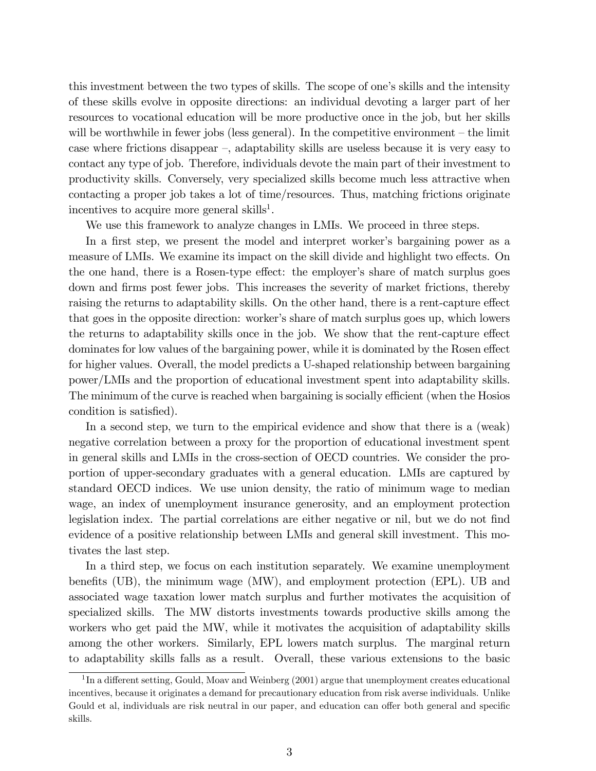this investment between the two types of skills. The scope of one's skills and the intensity of these skills evolve in opposite directions: an individual devoting a larger part of her resources to vocational education will be more productive once in the job, but her skills will be worthwhile in fewer jobs (less general). In the competitive environment – the limit case where frictions disappear –, adaptability skills are useless because it is very easy to contact any type of job. Therefore, individuals devote the main part of their investment to productivity skills. Conversely, very specialized skills become much less attractive when contacting a proper job takes a lot of time/resources. Thus, matching frictions originate incentives to acquire more general skills[1].

We use this framework to analyze changes in LMIs. We proceed in three steps.

In a first step, we present the model and interpret worker's bargaining power as a measure of LMIs. We examine its impact on the skill divide and highlight two effects. On the one hand, there is a Rosen-type effect: the employer's share of match surplus goes down and firms post fewer jobs. This increases the severity of market frictions, thereby raising the returns to adaptability skills. On the other hand, there is a rent-capture effect that goes in the opposite direction: worker's share of match surplus goes up, which lowers the returns to adaptability skills once in the job. We show that the rent-capture effect dominates for low values of the bargaining power, while it is dominated by the Rosen effect for higher values. Overall, the model predicts a U-shaped relationship between bargaining power/LMIs and the proportion of educational investment spent into adaptability skills. The minimum of the curve is reached when bargaining is socially efficient (when the Hosios condition is satisfied).

In a second step, we turn to the empirical evidence and show that there is a (weak) negative correlation between a proxy for the proportion of educational investment spent in general skills and LMIs in the cross-section of OECD countries. We consider the proportion of upper-secondary graduates with a general education. LMIs are captured by standard OECD indices. We use union density, the ratio of minimum wage to median wage, an index of unemployment insurance generosity, and an employment protection legislation index. The partial correlations are either negative or nil, but we do not find evidence of a positive relationship between LMIs and general skill investment. This motivates the last step.

In a third step, we focus on each institution separately. We examine unemployment benefits (UB), the minimum wage (MW), and employment protection (EPL). UB and associated wage taxation lower match surplus and further motivates the acquisition of specialized skills. The MW distorts investments towards productive skills among the workers who get paid the MW, while it motivates the acquisition of adaptability skills among the other workers. Similarly, EPL lowers match surplus. The marginal return to adaptability skills falls as a result. Overall, these various extensions to the basic

[1] In a different setting, Gould, Moav and Weinberg (2001) argue that unemployment creates educational incentives, because it originates a demand for precautionary education from risk averse individuals. Unlike Gould et al, individuals are risk neutral in our paper, and education can offer both general and specific skills.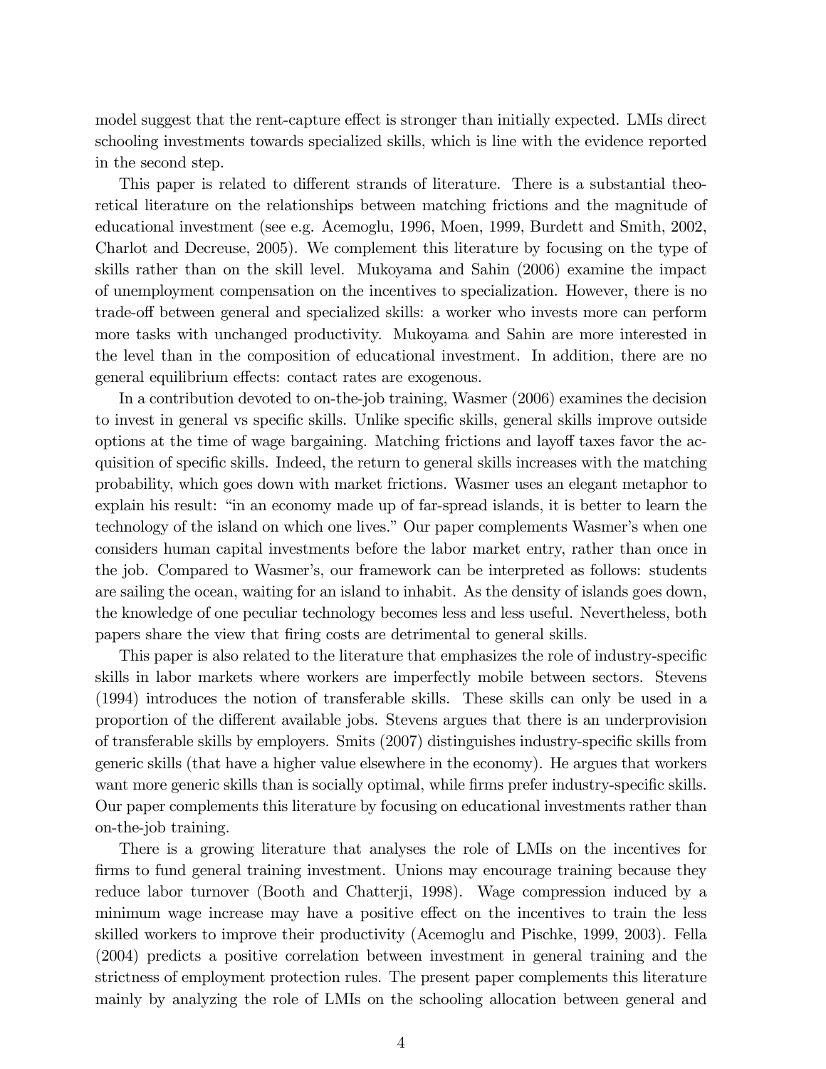model suggest that the rent-capture effect is stronger than initially expected. LMIs direct schooling investments towards specialized skills, which is line with the evidence reported in the second step.

This paper is related to different strands of literature. There is a substantial theoretical literature on the relationships between matching frictions and the magnitude of educational investment (see e.g. Acemoglu, 1996, Moen, 1999, Burdett and Smith, 2002, Charlot and Decreuse, 2005). We complement this literature by focusing on the type of skills rather than on the skill level. Mukoyama and Sahin (2006) examine the impact of unemployment compensation on the incentives to specialization. However, there is no trade-off between general and specialized skills: a worker who invests more can perform more tasks with unchanged productivity. Mukoyama and Sahin are more interested in the level than in the composition of educational investment. In addition, there are no general equilibrium effects: contact rates are exogenous.

In a contribution devoted to on-the-job training, Wasmer (2006) examines the decision to invest in general vs specific skills. Unlike specific skills, general skills improve outside options at the time of wage bargaining. Matching frictions and layoff taxes favor the acquisition of specific skills. Indeed, the return to general skills increases with the matching probability, which goes down with market frictions. Wasmer uses an elegant metaphor to explain his result: "in an economy made up of far-spread islands, it is better to learn the technology of the island on which one lives." Our paper complements Wasmer's when one considers human capital investments before the labor market entry, rather than once in the job. Compared to Wasmer's, our framework can be interpreted as follows: students are sailing the ocean, waiting for an island to inhabit. As the density of islands goes down, the knowledge of one peculiar technology becomes less and less useful. Nevertheless, both papers share the view that firing costs are detrimental to general skills.

This paper is also related to the literature that emphasizes the role of industry-specific skills in labor markets where workers are imperfectly mobile between sectors. Stevens (1994) introduces the notion of transferable skills. These skills can only be used in a proportion of the different available jobs. Stevens argues that there is an underprovision of transferable skills by employers. Smits (2007) distinguishes industry-specific skills from generic skills (that have a higher value elsewhere in the economy). He argues that workers want more generic skills than is socially optimal, while firms prefer industry-specific skills. Our paper complements this literature by focusing on educational investments rather than on-the-job training.

There is a growing literature that analyses the role of LMIs on the incentives for firms to fund general training investment. Unions may encourage training because they reduce labor turnover (Booth and Chatterji, 1998). Wage compression induced by a minimum wage increase may have a positive effect on the incentives to train the less skilled workers to improve their productivity (Acemoglu and Pischke, 1999, 2003). Fella (2004) predicts a positive correlation between investment in general training and the strictness of employment protection rules. The present paper complements this literature mainly by analyzing the role of LMIs on the schooling allocation between general and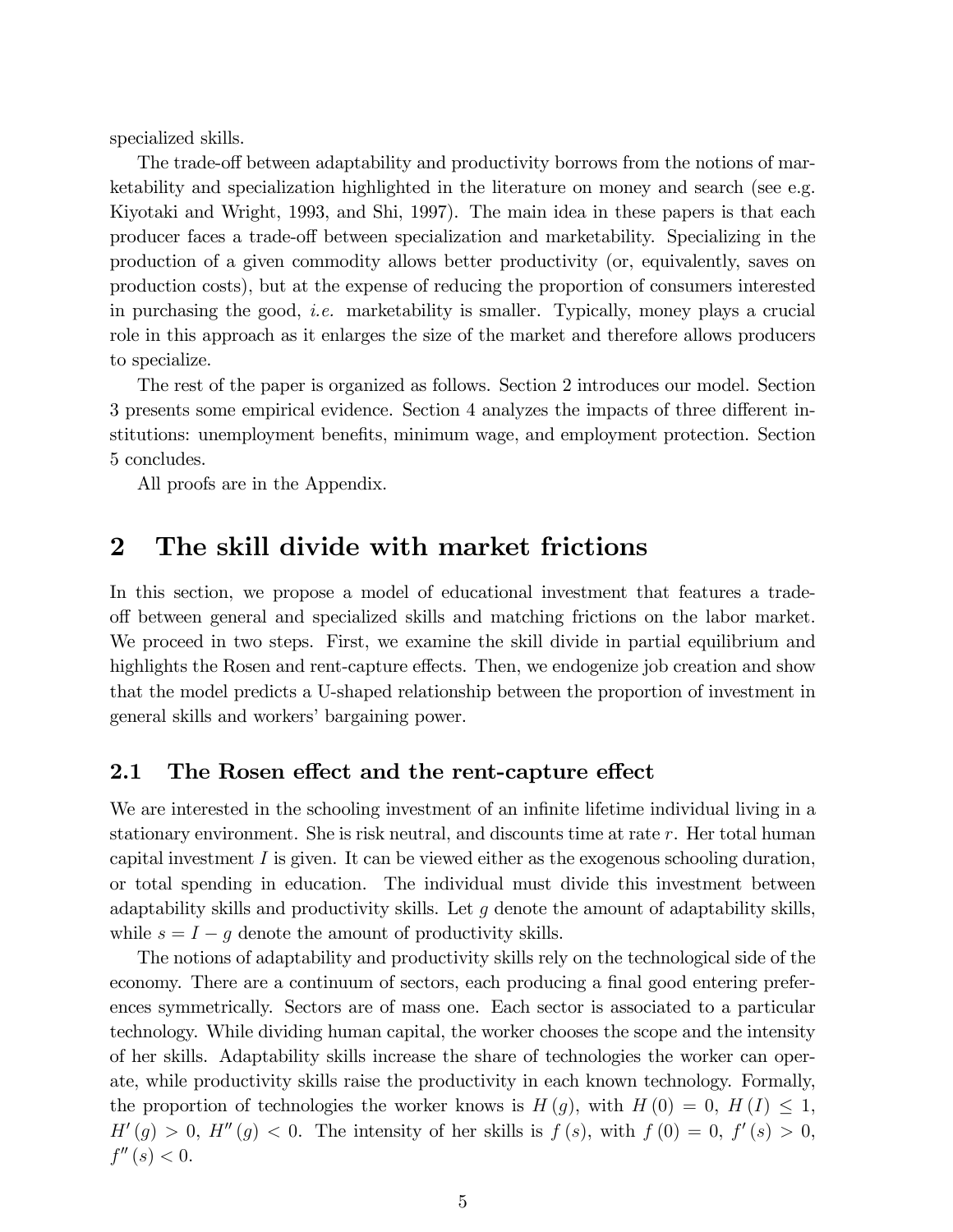specialized skills.

The trade-off between adaptability and productivity borrows from the notions of marketability and specialization highlighted in the literature on money and search (see e.g. Kiyotaki and Wright, 1993, and Shi, 1997). The main idea in these papers is that each producer faces a trade-off between specialization and marketability. Specializing in the production of a given commodity allows better productivity (or, equivalently, saves on production costs), but at the expense of reducing the proportion of consumers interested in purchasing the good, *i.e.* marketability is smaller. Typically, money plays a crucial role in this approach as it enlarges the size of the market and therefore allows producers to specialize.

The rest of the paper is organized as follows. Section 2 introduces our model. Section 3 presents some empirical evidence. Section 4 analyzes the impacts of three different institutions: unemployment benefits, minimum wage, and employment protection. Section 5 concludes.

All proofs are in the Appendix.

# 2 The skill divide with market frictions

In this section, we propose a model of educational investment that features a trade-off between general and specialized skills and matching frictions on the labor market. We proceed in two steps. First, we examine the skill divide in partial equilibrium and highlights the Rosen and rent-capture effects. Then, we endogenize job creation and show that the model predicts a U-shaped relationship between the proportion of investment in general skills and workers' bargaining power.

## 2.1 The Rosen effect and the rent-capture effect

We are interested in the schooling investment of an infinite lifetime individual living in a stationary environment. She is risk neutral, and discounts time at rate $r$. Her total human capital investment $I$ is given. It can be viewed either as the exogenous schooling duration, or total spending in education. The individual must divide this investment between adaptability skills and productivity skills. Let $g$ denote the amount of adaptability skills, while $s = I - g$ denote the amount of productivity skills.

The notions of adaptability and productivity skills rely on the technological side of the economy. There are a continuum of sectors, each producing a final good entering preferences symmetrically. Sectors are of mass one. Each sector is associated to a particular technology. While dividing human capital, the worker chooses the scope and the intensity of her skills. Adaptability skills increase the share of technologies the worker can operate, while productivity skills raise the productivity in each known technology. Formally, the proportion of technologies the worker knows is $H(g)$, with $H(0) = 0$, $H(I) \leq 1$, $H'(g) > 0$, $H''(g) < 0$. The intensity of her skills is $f(s)$, with $f(0) = 0$, $f'(s) > 0$, $f''(s) < 0$.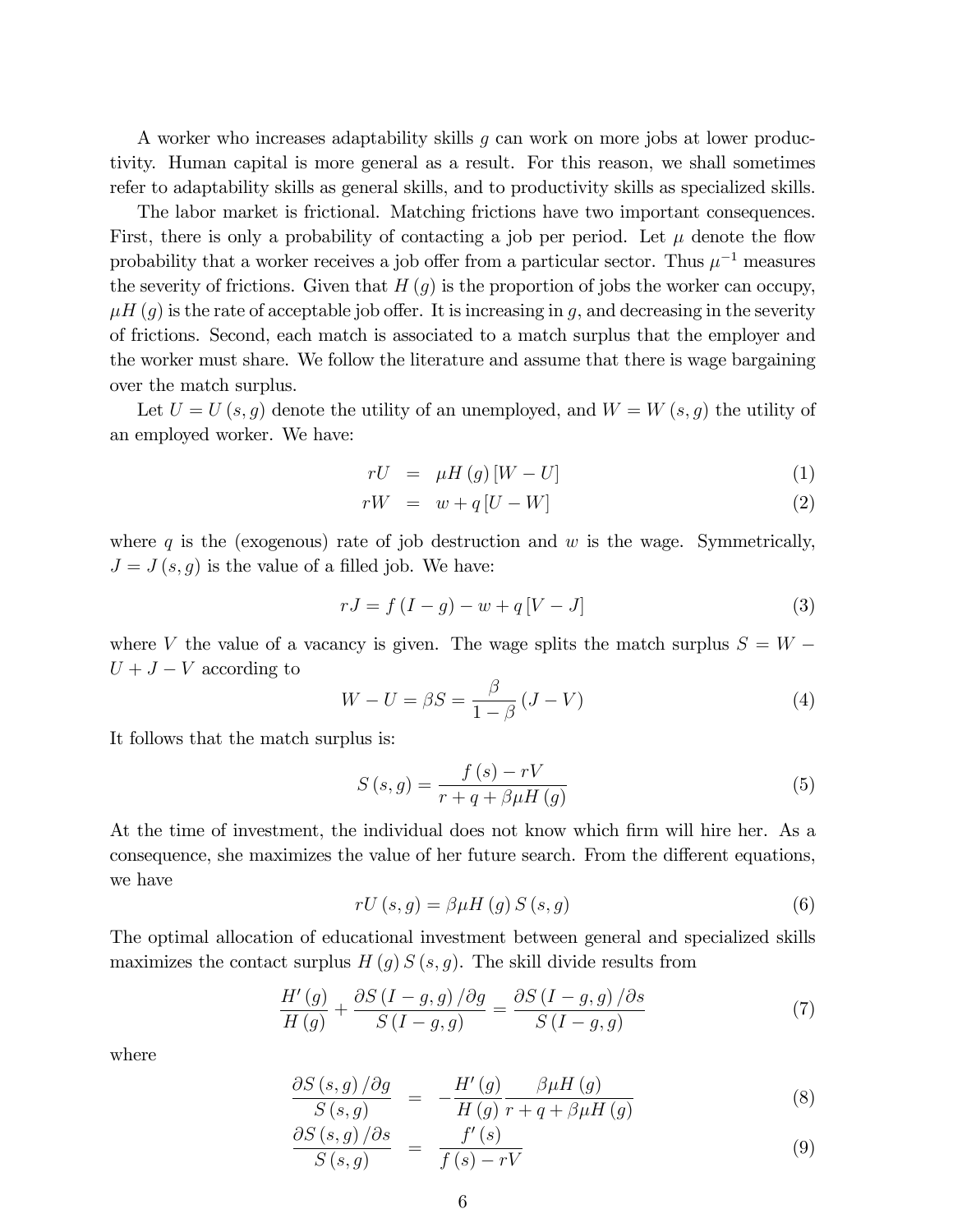A worker who increases adaptability skills $g$ can work on more jobs at lower productivity. Human capital is more general as a result. For this reason, we shall sometimes refer to adaptability skills as general skills, and to productivity skills as specialized skills.

The labor market is frictional. Matching frictions have two important consequences. First, there is only a probability of contacting a job per period. Let $\mu$ denote the flow probability that a worker receives a job offer from a particular sector. Thus $\mu^{-1}$ measures the severity of frictions. Given that $H(g)$ is the proportion of jobs the worker can occupy, $\mu H(g)$ is the rate of acceptable job offer. It is increasing in $g$, and decreasing in the severity of frictions. Second, each match is associated to a match surplus that the employer and the worker must share. We follow the literature and assume that there is wage bargaining over the match surplus.

Let $U = U(s, g)$ denote the utility of an unemployed, and $W = W(s, g)$ the utility of an employed worker. We have:

$$rU = \mu H(g)[W - U] \tag{1}$$

$$rW = w + q[U - W] \tag{2}$$

where $q$ is the (exogenous) rate of job destruction and $w$ is the wage. Symmetrically, $J = J(s, g)$ is the value of a filled job. We have:

$$rJ = f(I - g) - w + q[V - J] \tag{3}$$

where $V$ the value of a vacancy is given. The wage splits the match surplus $S = W - U + J - V$ according to

$$W - U = \beta S = \frac{\beta}{1 - \beta}(J - V) \tag{4}$$

It follows that the match surplus is:

$$S(s, g) = \frac{f(s) - rV}{r + q + \beta\mu H(g)} \tag{5}$$

At the time of investment, the individual does not know which firm will hire her. As a consequence, she maximizes the value of her future search. From the different equations, we have

$$rU(s, g) = \beta\mu H(g) S(s, g) \tag{6}$$

The optimal allocation of educational investment between general and specialized skills maximizes the contact surplus $H(g) S(s, g)$. The skill divide results from

$$\frac{H'(g)}{H(g)} + \frac{\partial S(I - g, g)/\partial g}{S(I - g, g)} = \frac{\partial S(I - g, g)/\partial s}{S(I - g, g)} \tag{7}$$

where

$$\frac{\partial S(s, g)/\partial g}{S(s, g)} = -\frac{H'(g)}{H(g)} \frac{\beta\mu H(g)}{r + q + \beta\mu H(g)} \tag{8}$$

$$\frac{\partial S(s, g)/\partial s}{S(s, g)} = \frac{f'(s)}{f(s) - rV} \tag{9}$$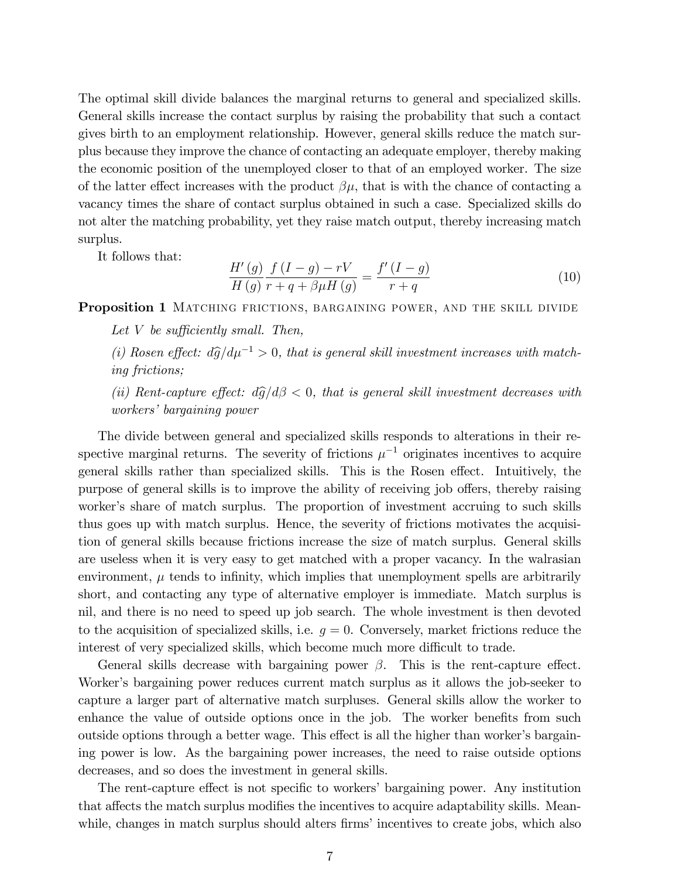The optimal skill divide balances the marginal returns to general and specialized skills. General skills increase the contact surplus by raising the probability that such a contact gives birth to an employment relationship. However, general skills reduce the match surplus because they improve the chance of contacting an adequate employer, thereby making the economic position of the unemployed closer to that of an employed worker. The size of the latter effect increases with the product $\beta\mu$, that is with the chance of contacting a vacancy times the share of contact surplus obtained in such a case. Specialized skills do not alter the matching probability, yet they raise match output, thereby increasing match surplus.

It follows that:

$$\frac{H'(g)}{H(g)} \frac{f(I-g) - rV}{r + q + \beta\mu H(g)} = \frac{f'(I-g)}{r+q} \tag{10}$$

**Proposition 1** Matching frictions, bargaining power, and the skill divide

*Let $V$ be sufficiently small. Then,*

*(i) Rosen effect: $d\widehat{g}/d\mu^{-1} > 0$, that is general skill investment increases with matching frictions;*

*(ii) Rent-capture effect: $d\widehat{g}/d\beta < 0$, that is general skill investment decreases with workers' bargaining power*

The divide between general and specialized skills responds to alterations in their respective marginal returns. The severity of frictions $\mu^{-1}$ originates incentives to acquire general skills rather than specialized skills. This is the Rosen effect. Intuitively, the purpose of general skills is to improve the ability of receiving job offers, thereby raising worker's share of match surplus. The proportion of investment accruing to such skills thus goes up with match surplus. Hence, the severity of frictions motivates the acquisition of general skills because frictions increase the size of match surplus. General skills are useless when it is very easy to get matched with a proper vacancy. In the walrasian environment, $\mu$ tends to infinity, which implies that unemployment spells are arbitrarily short, and contacting any type of alternative employer is immediate. Match surplus is nil, and there is no need to speed up job search. The whole investment is then devoted to the acquisition of specialized skills, i.e. $g = 0$. Conversely, market frictions reduce the interest of very specialized skills, which become much more difficult to trade.

General skills decrease with bargaining power $\beta$. This is the rent-capture effect. Worker's bargaining power reduces current match surplus as it allows the job-seeker to capture a larger part of alternative match surpluses. General skills allow the worker to enhance the value of outside options once in the job. The worker benefits from such outside options through a better wage. This effect is all the higher than worker's bargaining power is low. As the bargaining power increases, the need to raise outside options decreases, and so does the investment in general skills.

The rent-capture effect is not specific to workers' bargaining power. Any institution that affects the match surplus modifies the incentives to acquire adaptability skills. Meanwhile, changes in match surplus should alters firms' incentives to create jobs, which also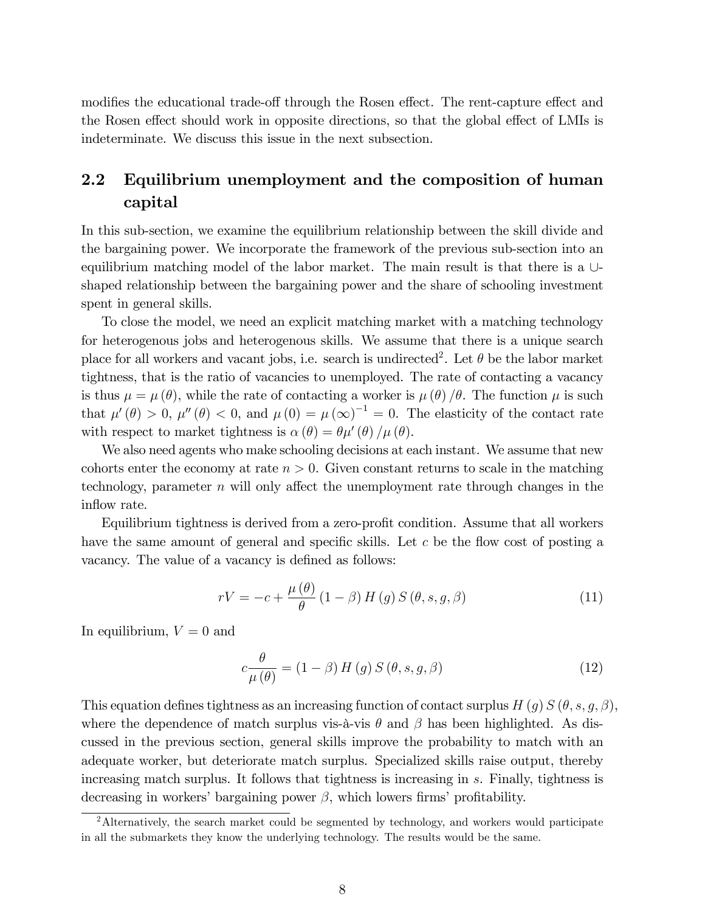modifies the educational trade-off through the Rosen effect. The rent-capture effect and the Rosen effect should work in opposite directions, so that the global effect of LMIs is indeterminate. We discuss this issue in the next subsection.

## 2.2 Equilibrium unemployment and the composition of human capital

In this sub-section, we examine the equilibrium relationship between the skill divide and the bargaining power. We incorporate the framework of the previous sub-section into an equilibrium matching model of the labor market. The main result is that there is a $\cup$-shaped relationship between the bargaining power and the share of schooling investment spent in general skills.

To close the model, we need an explicit matching market with a matching technology for heterogenous jobs and heterogenous skills. We assume that there is a unique search place for all workers and vacant jobs, i.e. search is undirected[2]. Let $\theta$ be the labor market tightness, that is the ratio of vacancies to unemployed. The rate of contacting a vacancy is thus $\mu = \mu(\theta)$, while the rate of contacting a worker is $\mu(\theta)/\theta$. The function $\mu$ is such that $\mu'(\theta) > 0$, $\mu''(\theta) < 0$, and $\mu(0) = \mu(\infty)^{-1} = 0$. The elasticity of the contact rate with respect to market tightness is $\alpha(\theta) = \theta\mu'(\theta)/\mu(\theta)$.

We also need agents who make schooling decisions at each instant. We assume that new cohorts enter the economy at rate $n > 0$. Given constant returns to scale in the matching technology, parameter $n$ will only affect the unemployment rate through changes in the inflow rate.

Equilibrium tightness is derived from a zero-profit condition. Assume that all workers have the same amount of general and specific skills. Let $c$ be the flow cost of posting a vacancy. The value of a vacancy is defined as follows:

$$rV = -c + \frac{\mu(\theta)}{\theta}(1-\beta) H(g) S(\theta, s, g, \beta) \tag{11}$$

In equilibrium, $V = 0$ and

$$c\frac{\theta}{\mu(\theta)} = (1-\beta) H(g) S(\theta, s, g, \beta) \tag{12}$$

This equation defines tightness as an increasing function of contact surplus $H(g) S(\theta, s, g, \beta)$, where the dependence of match surplus vis-à-vis $\theta$ and $\beta$ has been highlighted. As discussed in the previous section, general skills improve the probability to match with an adequate worker, but deteriorate match surplus. Specialized skills raise output, thereby increasing match surplus. It follows that tightness is increasing in $s$. Finally, tightness is decreasing in workers' bargaining power $\beta$, which lowers firms' profitability.

[2] Alternatively, the search market could be segmented by technology, and workers would participate in all the submarkets they know the underlying technology. The results would be the same.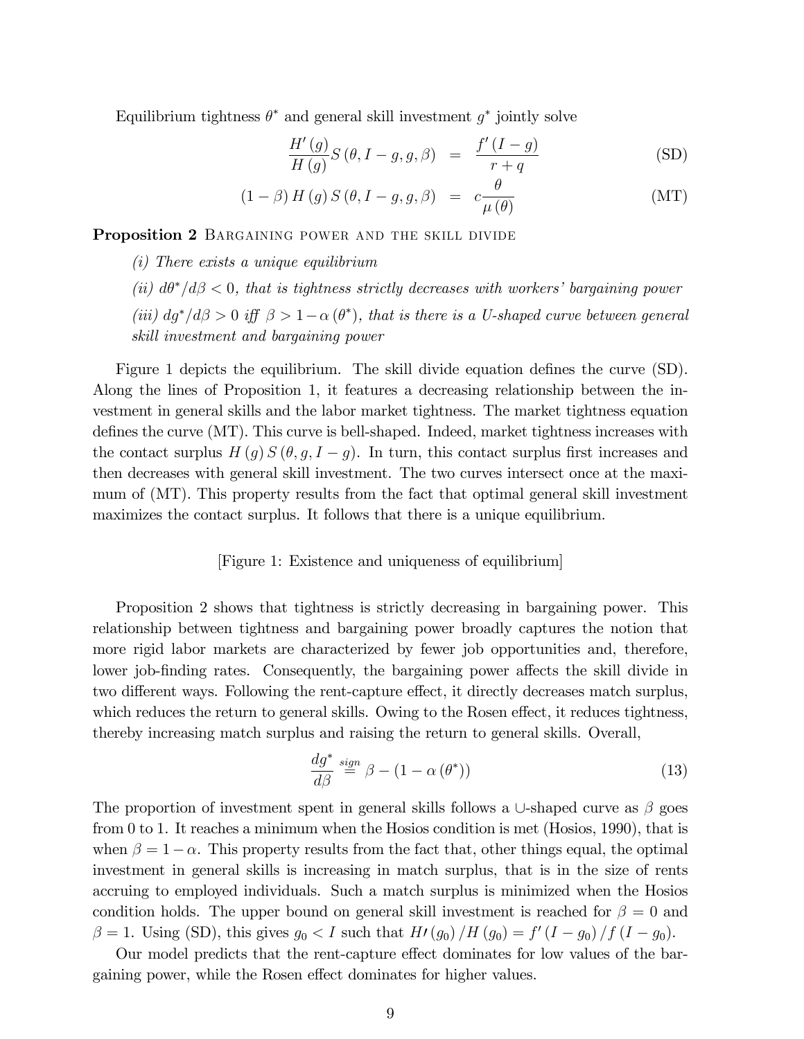Equilibrium tightness $\theta^*$ and general skill investment $g^*$ jointly solve

$$\frac{H'(g)}{H(g)} S(\theta, I-g, g, \beta) = \frac{f'(I-g)}{r+q} \tag{SD}$$

$$(1-\beta) H(g) S(\theta, I-g, g, \beta) = c\frac{\theta}{\mu(\theta)} \tag{MT}$$

**Proposition 2** Bargaining power and the skill divide

*(i) There exists a unique equilibrium*

*(ii) $d\theta^*/d\beta < 0$, that is tightness strictly decreases with workers' bargaining power*

*(iii) $dg^*/d\beta > 0$ iff $\beta > 1-\alpha(\theta^*)$, that is there is a U-shaped curve between general skill investment and bargaining power*

Figure 1 depicts the equilibrium. The skill divide equation defines the curve (SD). Along the lines of Proposition 1, it features a decreasing relationship between the investment in general skills and the labor market tightness. The market tightness equation defines the (MT). This curve is bell-shaped. Indeed, market tightness increases with the contact surplus $H(g) S(\theta, g, I-g)$. In turn, this contact surplus first increases and then decreases with general skill investment. The two curves intersect once at the maximum of (MT). This property results from the fact that optimal general skill investment maximizes the contact surplus. It follows that there is a unique equilibrium.

[Figure 1: Existence and uniqueness of equilibrium]

Proposition 2 shows that tightness is strictly decreasing in bargaining power. This relationship between tightness and bargaining power broadly captures the notion that more rigid labor markets are characterized by fewer job opportunities and, therefore, lower job-finding rates. Consequently, the bargaining power affects the skill divide in two different ways. Following the rent-capture effect, it directly decreases match surplus, which reduces the return to general skills. Owing to the Rosen effect, it reduces tightness, thereby increasing match surplus and raising the return to general skills. Overall,

$$\frac{dg^*}{d\beta} \overset{sign}{=} \beta - (1-\alpha(\theta^*)) \tag{13}$$

The proportion of investment spent in general skills follows a $\cup$-shaped curve as $\beta$ goes from 0 to 1. It reaches a minimum when the Hosios condition is met (Hosios, 1990), that is when $\beta = 1-\alpha$. This property results from the fact that, other things equal, the optimal investment in general skills is increasing in match surplus, that is in the size of rents accruing to employed individuals. Such a match surplus is minimized when the Hosios condition holds. The upper bound on general skill investment is reached for $\beta = 0$ and $\beta = 1$. Using (SD), this gives $g_0 < I$ such that $H\prime(g_0)/H(g_0) = f'(I-g_0)/f(I-g_0)$.

Our model predicts that the rent-capture effect dominates for low values of the bargaining power, while the Rosen effect dominates for higher values.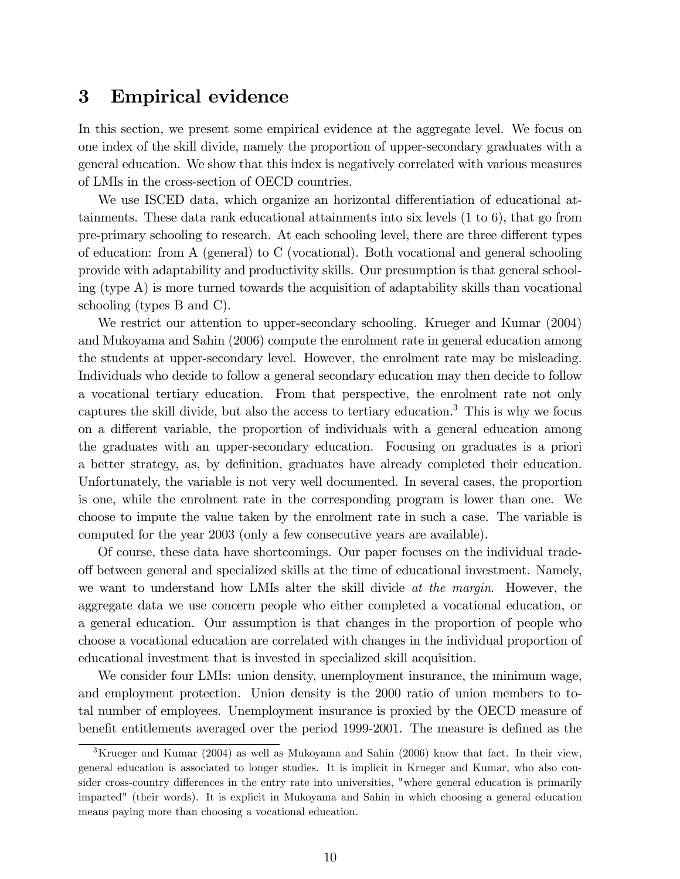# 3 Empirical evidence

In this section, we present some empirical evidence at the aggregate level. We focus on one index of the skill divide, namely the proportion of upper-secondary graduates with a general education. We show that this index is negatively correlated with various measures of LMIs in the cross-section of OECD countries.

We use ISCED data, which organize an horizontal differentiation of educational attainments. These data rank educational attainments into six levels (1 to 6), that go from pre-primary schooling to research. At each schooling level, there are three different types of education: from A (general) to C (vocational). Both vocational and general schooling provide with adaptability and productivity skills. Our presumption is that general schooling (type A) is more turned towards the acquisition of adaptability skills than vocational schooling (types B and C).

We restrict our attention to upper-secondary schooling. Krueger and Kumar (2004) and Mukoyama and Sahin (2006) compute the enrolment rate in general education among the students at upper-secondary level. However, the enrolment rate may be misleading. Individuals who decide to follow a general secondary education may then decide to follow a vocational tertiary education. From that perspective, the enrolment rate not only captures the skill divide, but also the access to tertiary education.[3] This is why we focus on a different variable, the proportion of individuals with a general education among the graduates with an upper-secondary education. Focusing on graduates is a priori a better strategy, as, by definition, graduates have already completed their education. Unfortunately, the variable is not very well documented. In several cases, the proportion is one, while the enrolment rate in the corresponding program is lower than one. We choose to impute the value taken by the enrolment rate in such a case. The variable is computed for the year 2003 (only a few consecutive years are available).

Of course, these data have shortcomings. Our paper focuses on the individual trade-off between general and specialized skills at the time of educational investment. Namely, we want to understand how LMIs alter the skill divide *at the margin*. However, the aggregate data we use concern people who either completed a vocational education, or a general education. Our assumption is that changes in the proportion of people who choose a vocational education are correlated with changes in the individual proportion of educational investment that is invested in specialized skill acquisition.

We consider four LMIs: union density, unemployment insurance, the minimum wage, and employment protection. Union density is the 2000 ratio of union members to total number of employees. Unemployment insurance is proxied by the OECD measure of benefit entitlements averaged over the period 1999-2001. The measure is defined as the

[3] Krueger and Kumar (2004) as well as Mukoyama and Sahin (2006) know that fact. In their view, general education is associated to longer studies. It is implicit in Krueger and Kumar, who also consider cross-country differences in the entry rate into universities, "where general education is primarily imparted" (their words). It is explicit in Mukoyama and Sahin in which choosing a general education means paying more than choosing a vocational education.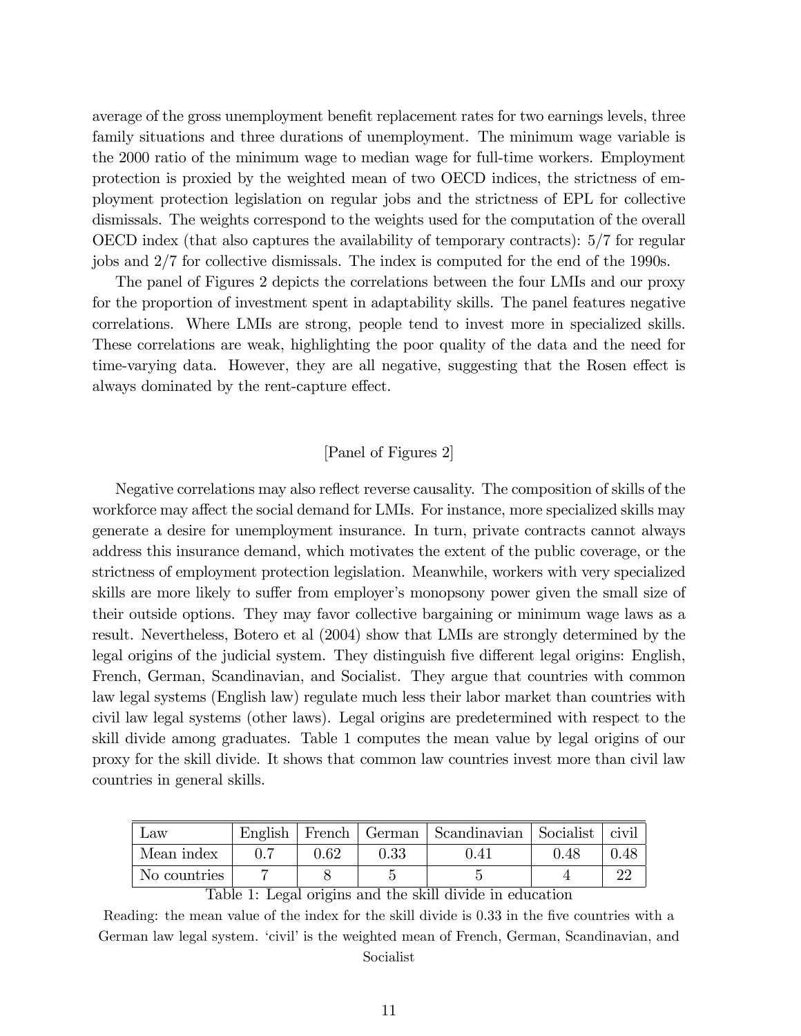average of the gross unemployment benefit replacement rates for two earnings levels, three family situations and three durations of unemployment. The minimum wage variable is the 2000 ratio of the minimum wage to median wage for full-time workers. Employment protection is proxied by the weighted mean of two OECD indices, the strictness of employment protection legislation on regular jobs and the strictness of EPL for collective dismissals. The weights correspond to the weights used for the computation of the overall OECD index (that also captures the availability of temporary contracts): 5/7 for regular jobs and 2/7 for collective dismissals. The index is computed for the end of the 1990s.

The panel of Figures 2 depicts the correlations between the four LMIs and our proxy for the proportion of investment spent in adaptability skills. The panel features negative correlations. Where LMIs are strong, people tend to invest more in specialized skills. These correlations are weak, highlighting the poor quality of the data and the need for time-varying data. However, they are all negative, suggesting that the Rosen effect is always dominated by the rent-capture effect.

[Panel of Figures 2]

Negative correlations may also reflect reverse causality. The composition of skills of the workforce may affect the social demand for LMIs. For instance, more specialized skills may generate a desire for unemployment insurance. In turn, private contracts cannot always address this insurance demand, which motivates the extent of the public coverage, or the strictness of employment protection legislation. Meanwhile, workers with very specialized skills are more likely to suffer from employer's monopsony power given the small size of their outside options. They may favor collective bargaining or minimum wage laws as a result. Nevertheless, Botero et al (2004) show that LMIs are strongly determined by the legal origins of the judicial system. They distinguish five different legal origins: English, French, German, Scandinavian, and Socialist. They argue that countries with common law legal systems (English law) regulate much less their labor market than countries with civil law legal systems (other laws). Legal origins are predetermined with respect to the skill divide among graduates. Table 1 computes the mean value by legal origins of our proxy for the skill divide. It shows that common law countries invest more than civil law countries in general skills.

| Law | English | French | German | Scandinavian | Socialist | civil |
|---|---|---|---|---|---|---|
| Mean index | 0.7 | 0.62 | 0.33 | 0.41 | 0.48 | 0.48 |
| No countries | 7 | 8 | 5 | 5 | 4 | 22 |

Table 1: Legal origins and the skill divide in education

Reading: the mean value of the index for the skill divide is 0.33 in the five countries with a German law legal system. 'civil' is the weighted mean of French, German, Scandinavian, and Socialist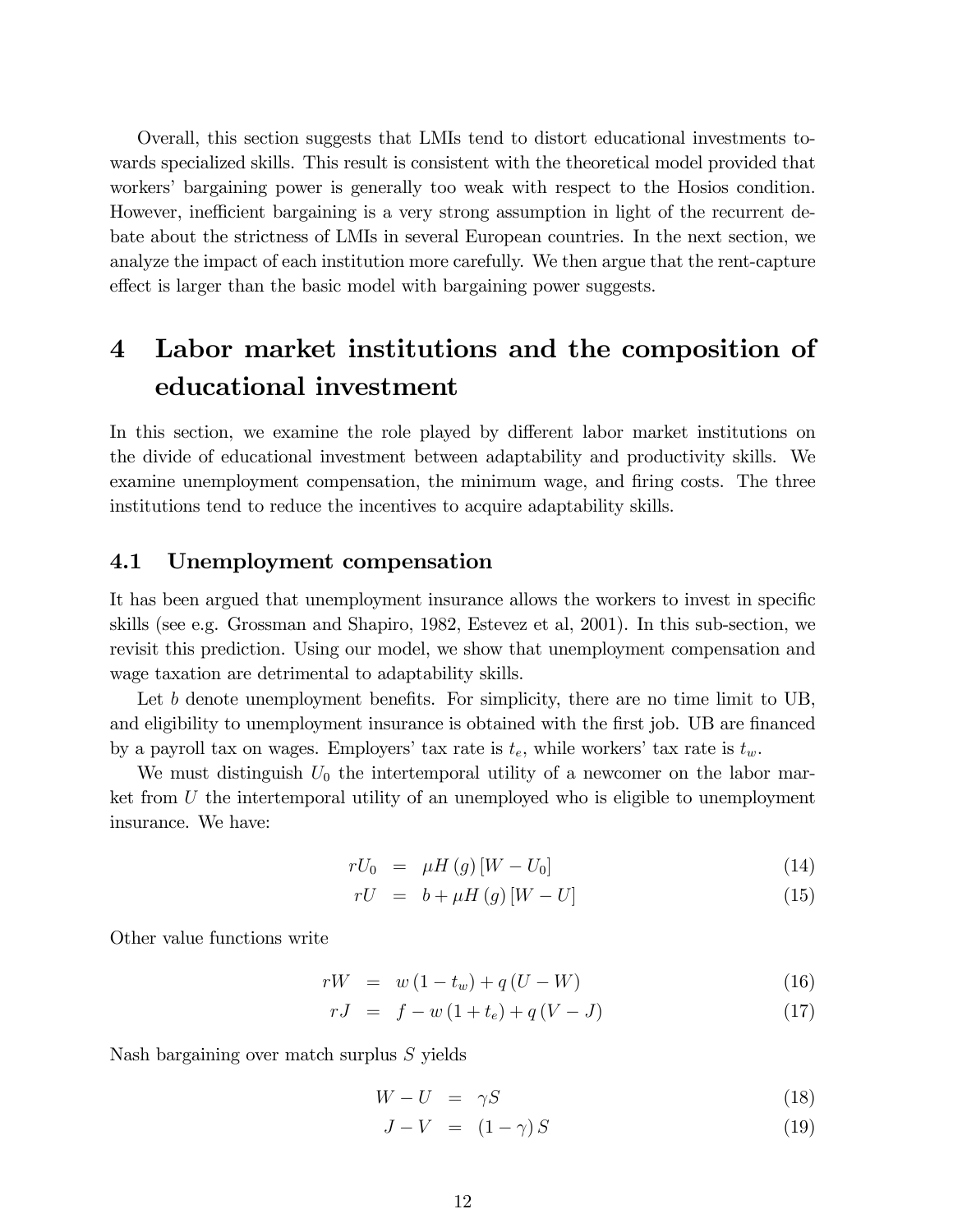Overall, this section suggests that LMIs tend to distort educational investments towards specialized skills. This result is consistent with the theoretical model provided that workers' bargaining power is generally too weak with respect to the Hosios condition. However, inefficient bargaining is a very strong assumption in light of the recurrent debate about the strictness of LMIs in several European countries. In the next section, we analyze the impact of each institution more carefully. We then argue that the rent-capture effect is larger than the basic model with bargaining power suggests.

# 4 Labor market institutions and the composition of educational investment

In this section, we examine the role played by different labor market institutions on the divide of educational investment between adaptability and productivity skills. We examine unemployment compensation, the minimum wage, and firing costs. The three institutions tend to reduce the incentives to acquire adaptability skills.

## 4.1 Unemployment compensation

It has been argued that unemployment insurance allows the workers to invest in specific skills (see e.g. Grossman and Shapiro, 1982, Estevez et al, 2001). In this sub-section, we revisit this prediction. Using our model, we show that unemployment compensation and wage taxation are detrimental to adaptability skills.

Let $b$ denote unemployment benefits. For simplicity, there are no time limit to UB, and eligibility to unemployment insurance is obtained with the first job. UB are financed by a payroll tax on wages. Employers' tax rate is $t_e$, while workers' tax rate is $t_w$.

We must distinguish $U_0$ the intertemporal utility of a newcomer on the labor market from $U$ the intertemporal utility of an unemployed who is eligible to unemployment insurance. We have:

$$rU_0 = \mu H(g)[W - U_0] \tag{14}$$

$$rU = b + \mu H(g)[W - U] \tag{15}$$

Other value functions write

$$rW = w(1 - t_w) + q(U - W) \tag{16}$$

$$rJ = f - w(1 + t_e) + q(V - J) \tag{17}$$

Nash bargaining over match surplus $S$ yields

$$W - U = \gamma S \tag{18}$$

$$J - V = (1 - \gamma) S \tag{19}$$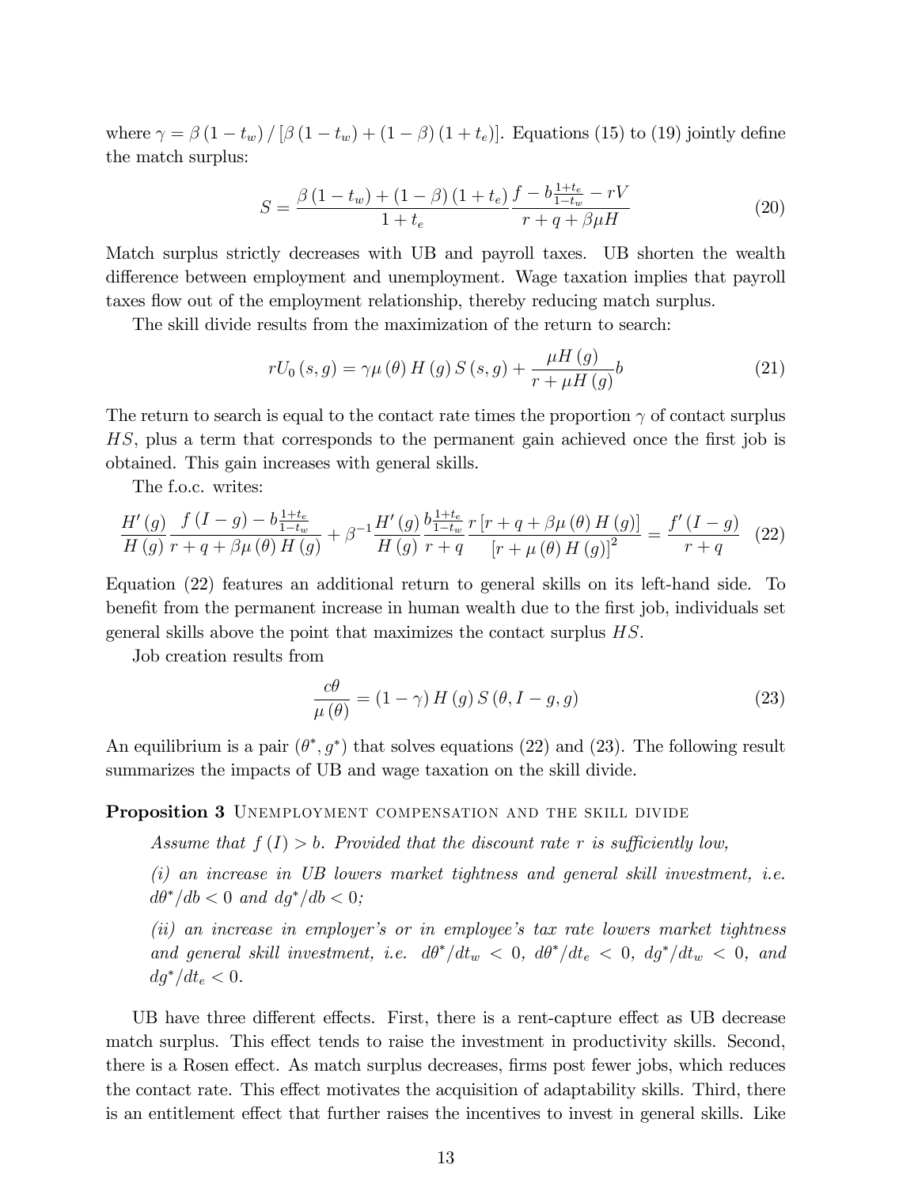where $\gamma = \beta(1-t_w)/[\beta(1-t_w)+(1-\beta)(1+t_e)]$. Equations (15) to (19) jointly define the match surplus:

$$S = \frac{\beta(1-t_w)+(1-\beta)(1+t_e)}{1+t_e} \frac{f - b\frac{1+t_e}{1-t_w} - rV}{r+q+\beta\mu H} \tag{20}$$

Match surplus strictly decreases with UB and payroll taxes. UB shorten the wealth difference between employment and unemployment. Wage taxation implies that payroll taxes flow out of the employment relationship, thereby reducing match surplus.

The skill divide results from the maximization of the return to search:

$$rU_0(s,g) = \gamma\mu(\theta) H(g) S(s,g) + \frac{\mu H(g)}{r+\mu H(g)} b \tag{21}$$

The return to search is equal to the contact rate times the proportion $\gamma$ of contact surplus $HS$, plus a term that corresponds to the permanent gain achieved once the first job is obtained. This gain increases with general skills.

The f.o.c. writes:

$$\frac{H'(g)}{H(g)} \frac{f(I-g) - b\frac{1+t_e}{1-t_w}}{r+q+\beta\mu(\theta)H(g)} + \beta^{-1}\frac{H'(g)}{H(g)} \frac{b\frac{1+t_e}{1-t_w}}{r+q} \frac{r[r+q+\beta\mu(\theta)H(g)]}{[r+\mu(\theta)H(g)]^2} = \frac{f'(I-g)}{r+q} \tag{22}$$

Equation (22) features an additional return to general skills on its left-hand side. To benefit from the permanent increase in human wealth due to the first job, individuals set general skills above the point that maximizes the contact surplus $HS$.

Job creation results from

$$\frac{c\theta}{\mu(\theta)} = (1-\gamma) H(g) S(\theta, I-g, g) \tag{23}$$

An equilibrium is a pair $(\theta^*, g^*)$ that solves equations (22) and (23). The following result summarizes the impacts of UB and wage taxation on the skill divide.

**Proposition 3** UNEMPLOYMENT COMPENSATION AND THE SKILL DIVIDE

*Assume that $f(I) > b$. Provided that the discount rate $r$ is sufficiently low,*

*(i) an increase in UB lowers market tightness and general skill investment, i.e. $d\theta^*/db < 0$ and $dg^*/db < 0$;*

*(ii) an increase in employer's or in employee's tax rate lowers market tightness and general skill investment, i.e. $d\theta^*/dt_w < 0$, $d\theta^*/dt_e < 0$, $dg^*/dt_w < 0$, and $dg^*/dt_e < 0$.*

UB have three different effects. First, there is a rent-capture effect as UB decrease match surplus. This effect tends to raise the investment in productivity skills. Second, there is a Rosen effect. As match surplus decreases, firms post fewer jobs, which reduces the contact rate. This effect motivates the acquisition of adaptability skills. Third, there is an entitlement effect that further raises the incentives to invest in general skills. Like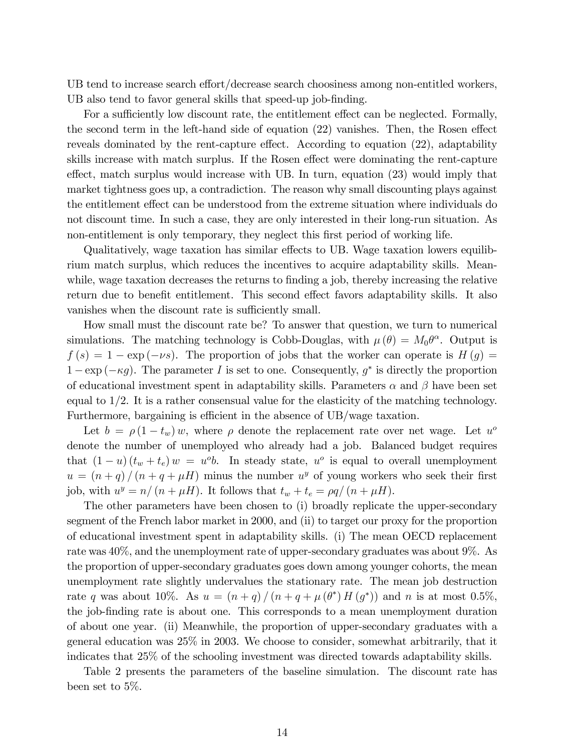UB tend to increase search effort/decrease search choosiness among non-entitled workers, UB also tend to favor general skills that speed-up job-finding.

For a sufficiently low discount rate, the entitlement effect can be neglected. Formally, the second term in the left-hand side of equation (22) vanishes. Then, the Rosen effect reveals dominated by the rent-capture effect. According to equation (22), adaptability skills increase with match surplus. If the Rosen effect were dominating the rent-capture effect, match surplus would increase with UB. In turn, equation (23) would imply that market tightness goes up, a contradiction. The reason why small discounting plays against the entitlement effect can be understood from the extreme situation where individuals do not discount time. In such a case, they are only interested in their long-run situation. As non-entitlement is only temporary, they neglect this first period of working life.

Qualitatively, wage taxation has similar effects to UB. Wage taxation lowers equilibrium match surplus, which reduces the incentives to acquire adaptability skills. Meanwhile, wage taxation decreases the returns to finding a job, thereby increasing the relative return due to benefit entitlement. This second effect favors adaptability skills. It also vanishes when the discount rate is sufficiently small.

How small must the discount rate be? To answer that question, we turn to numerical simulations. The matching technology is Cobb-Douglas, with $\mu(\theta) = M_0\theta^{\alpha}$. Output is $f(s) = 1 - \exp(-\nu s)$. The proportion of jobs that the worker can operate is $H(g) = 1 - \exp(-\kappa g)$. The parameter $I$ is set to one. Consequently, $g^*$ is directly the proportion of educational investment spent in adaptability skills. Parameters $\alpha$ and $\beta$ have been set equal to $1/2$. It is a rather consensual value for the elasticity of the matching technology. Furthermore, bargaining is efficient in the absence of UB/wage taxation.

Let $b = \rho(1 - t_w) w$, where $\rho$ denote the replacement rate over net wage. Let $u^o$ denote the number of unemployed who already had a job. Balanced budget requires that $(1 - u)(t_w + t_e) w = u^o b$. In steady state, $u^o$ is equal to overall unemployment $u = (n + q) / (n + q + \mu H)$ minus the number $u^y$ of young workers who seek their first job, with $u^y = n/(n + \mu H)$. It follows that $t_w + t_e = \rho q/(n + \mu H)$.

The other parameters have been chosen to (i) broadly replicate the upper-secondary segment of the French labor market in 2000, and (ii) to target our proxy for the proportion of educational investment spent in adaptability skills. (i) The mean OECD replacement rate was 40%, and the unemployment rate of upper-secondary graduates was about 9%. As the proportion of upper-secondary graduates goes down among younger cohorts, the mean unemployment rate slightly undervalues the stationary rate. The mean job destruction rate $q$ was about 10%. As $u = (n + q) / (n + q + \mu(\theta^*) H(g^*))$ and $n$ is at most 0.5%, the job-finding rate is about one. This corresponds to a mean unemployment duration of about one year. (ii) Meanwhile, the proportion of upper-secondary graduates with a general education was 25% in 2003. We choose to consider, somewhat arbitrarily, that it indicates that 25% of the schooling investment was directed towards adaptability skills.

Table 2 presents the parameters of the baseline simulation. The discount rate has been set to 5%.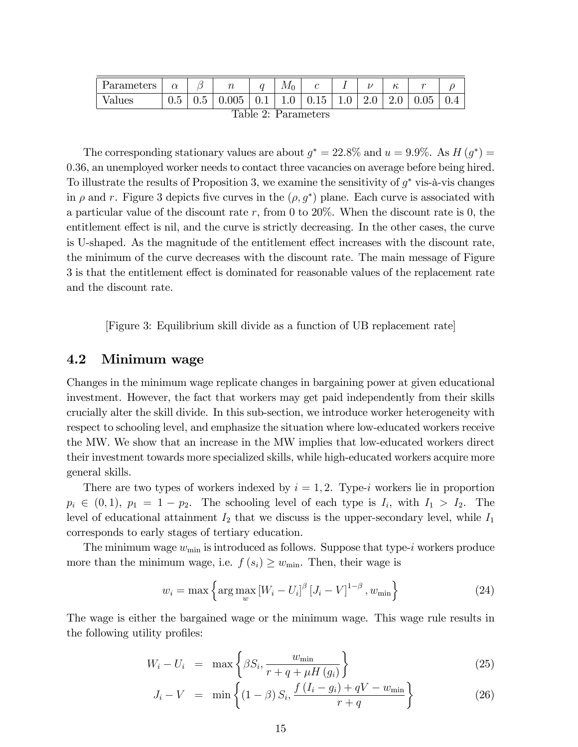| Parameters | $\alpha$ | $\beta$ | $n$ | $q$ | $M_0$ | $c$ | $I$ | $\nu$ | $\kappa$ | $r$ | $\rho$ |
|---|---|---|---|---|---|---|---|---|---|---|---|
| Values | 0.5 | 0.5 | 0.005 | 0.1 | 1.0 | 0.15 | 1.0 | 2.0 | 2.0 | 0.05 | 0.4 |

Table 2: Parameters

The corresponding stationary values are about $g^* = 22.8\%$ and $u = 9.9\%$. As $H(g^*) = 0.36$, an unemployed worker needs to contact three vacancies on average before being hired. To illustrate the results of Proposition 3, we examine the sensitivity of $g^*$ vis-à-vis changes in $\rho$ and $r$. Figure 3 depicts five curves in the $(\rho, g^*)$ plane. Each curve is associated with a particular value of the discount rate $r$, from 0 to 20%. When the discount rate is 0, the entitlement effect is nil, and the curve is strictly decreasing. In the other cases, the curve is U-shaped. As the magnitude of the entitlement effect increases with the discount rate, the minimum of the curve decreases with the discount rate. The main message of Figure 3 is that the entitlement effect is dominated for reasonable values of the replacement rate and the discount rate.

[Figure 3: Equilibrium skill divide as a function of UB replacement rate]

## 4.2 Minimum wage

Changes in the minimum wage replicate changes in bargaining power at given educational investment. However, the fact that workers may get paid independently from their skills crucially alter the skill divide. In this sub-section, we introduce worker heterogeneity with respect to schooling level, and emphasize the situation where low-educated workers receive the MW. We show that an increase in the MW implies that low-educated workers direct their investment towards more specialized skills, while high-educated workers acquire more general skills.

There are two types of workers indexed by $i = 1, 2$. Type-$i$ workers lie in proportion $p_i \in (0, 1)$, $p_1 = 1 - p_2$. The schooling level of each type is $I_i$, with $I_1 > I_2$. The level of educational attainment $I_2$ that we discuss is the upper-secondary level, while $I_1$ corresponds to early stages of tertiary education.

The minimum wage $w_{\min}$ is introduced as follows. Suppose that type-$i$ workers produce more than the minimum wage, i.e. $f(s_i) \geq w_{\min}$. Then, their wage is

$$w_i = \max\left\{\arg\max_w [W_i - U_i]^\beta [J_i - V]^{1-\beta}, w_{\min}\right\} \tag{24}$$

The wage is either the bargained wage or the minimum wage. This wage rule results in the following utility profiles:

$$W_i - U_i = \max\left\{\beta S_i, \frac{w_{\min}}{r + q + \mu H(g_i)}\right\} \tag{25}$$

$$J_i - V = \min\left\{(1-\beta) S_i, \frac{f(I_i - g_i) + qV - w_{\min}}{r + q}\right\} \tag{26}$$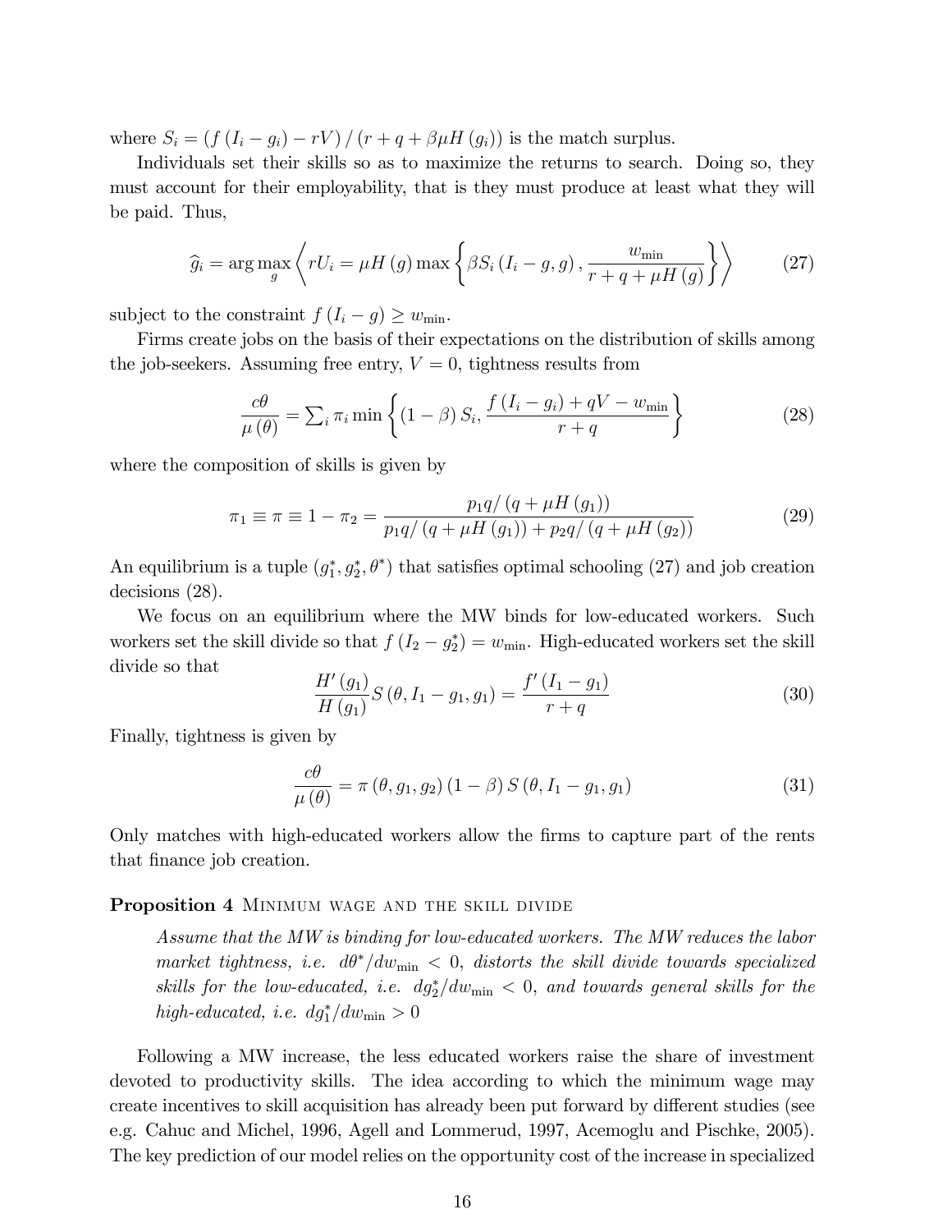where $S_i = (f(I_i - g_i) - rV) / (r + q + \beta\mu H(g_i))$ is the match surplus.

Individuals set their skills so as to maximize the returns to search. Doing so, they must account for their employability, that is they must produce at least what they will be paid. Thus,

$$\widehat{g}_i = \arg\max_g \left\langle rU_i = \mu H(g) \max\left\{\beta S_i (I_i - g, g), \frac{w_{\min}}{r + q + \mu H(g)}\right\}\right\rangle \tag{27}$$

subject to the constraint $f(I_i - g) \geq w_{\min}$.

Firms create jobs on the basis of their expectations on the distribution of skills among the job-seekers. Assuming free entry, $V = 0$, tightness results from

$$\frac{c\theta}{\mu(\theta)} = \sum_i \pi_i \min\left\{(1 - \beta) S_i, \frac{f(I_i - g_i) + qV - w_{\min}}{r + q}\right\} \tag{28}$$

where the composition of skills is given by

$$\pi_1 \equiv \pi \equiv 1 - \pi_2 = \frac{p_1 q / (q + \mu H(g_1))}{p_1 q / (q + \mu H(g_1)) + p_2 q / (q + \mu H(g_2))} \tag{29}$$

An equilibrium is a tuple $(g_1^*, g_2^*, \theta^*)$ that satisfies optimal schooling (27) and job creation decisions (28).

We focus on an equilibrium where the MW binds for low-educated workers. Such workers set the skill divide so that $f(I_2 - g_2^*) = w_{\min}$. High-educated workers set the skill divide so that

$$\frac{H'(g_1)}{H(g_1)} S(\theta, I_1 - g_1, g_1) = \frac{f'(I_1 - g_1)}{r + q} \tag{30}$$

Finally, tightness is given by

$$\frac{c\theta}{\mu(\theta)} = \pi(\theta, g_1, g_2)(1 - \beta) S(\theta, I_1 - g_1, g_1) \tag{31}$$

Only matches with high-educated workers allow the firms to capture part of the rents that finance job creation.

**Proposition 4** Minimum wage and the skill divide

*Assume that the MW is binding for low-educated workers. The MW reduces the labor market tightness, i.e. $d\theta^*/dw_{\min} < 0$, distorts the skill divide towards specialized skills for the low-educated, i.e. $dg_2^*/dw_{\min} < 0$, and towards general skills for the high-educated, i.e. $dg_1^*/dw_{\min} > 0$*

Following a MW increase, the less educated workers raise the share of investment devoted to productivity skills. The idea according to which the minimum wage may create incentives to skill acquisition has already been put forward by different studies (see e.g. Cahuc and Michel, 1996, Agell and Lommerud, 1997, Acemoglu and Pischke, 2005). The key prediction of our model relies on the opportunity cost of the increase in specialized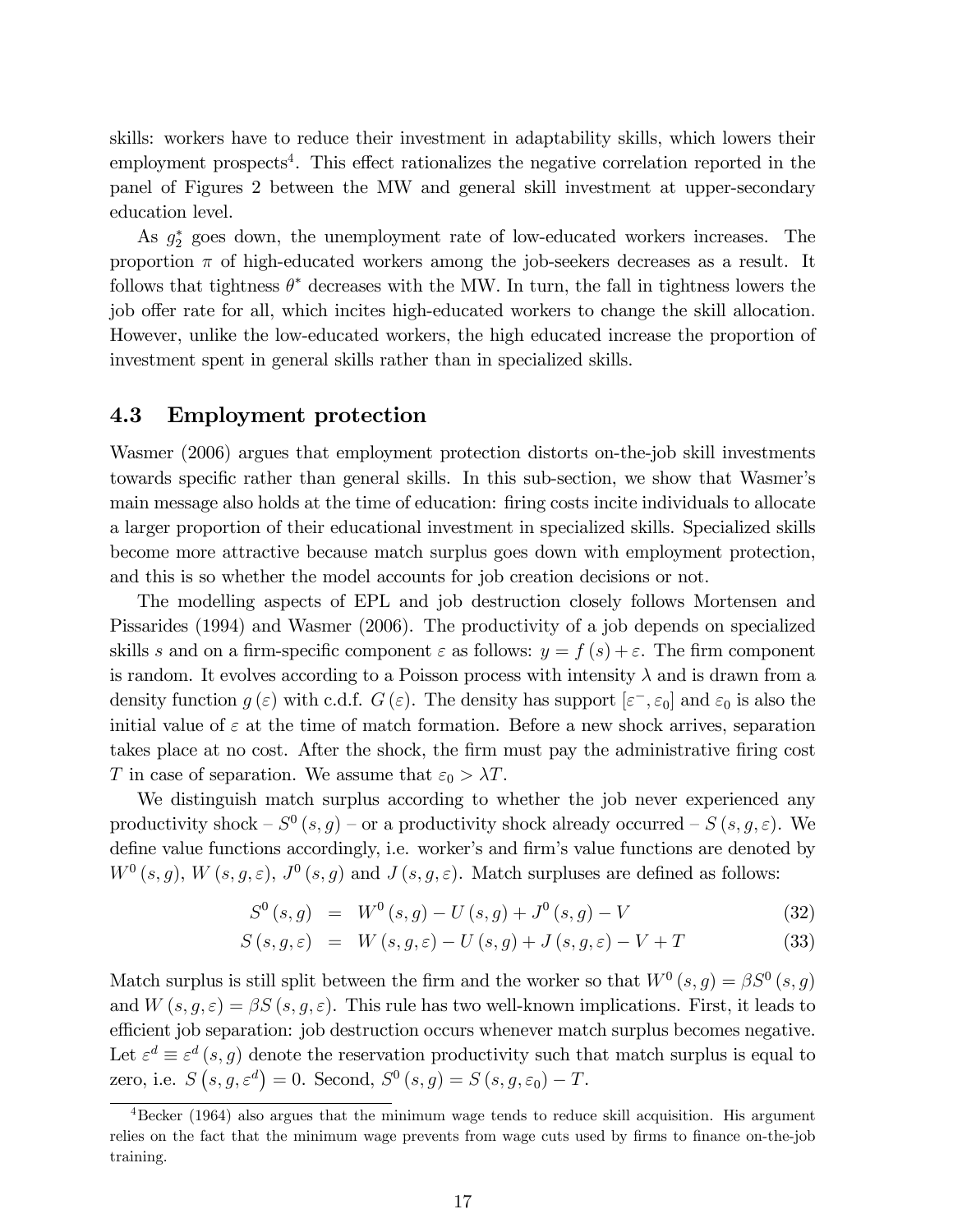skills: workers have to reduce their investment in adaptability skills, which lowers their employment prospects[4]. This effect rationalizes the negative correlation reported in the panel of Figures 2 between the MW and general skill investment at upper-secondary education level.

As $g_2^*$ goes down, the unemployment rate of low-educated workers increases. The proportion $\pi$ of high-educated workers among the job-seekers decreases as a result. It follows that tightness $\theta^*$ decreases with the MW. In turn, the fall in tightness lowers the job offer rate for all, which incites high-educated workers to change the skill allocation. However, unlike the low-educated workers, the high educated increase the proportion of investment spent in general skills rather than in specialized skills.

## 4.3 Employment protection

Wasmer (2006) argues that employment protection distorts on-the-job skill investments towards specific rather than general skills. In this sub-section, we show that Wasmer's main message also holds at the time of education: firing costs incite individuals to allocate a larger proportion of their educational investment in specialized skills. Specialized skills become more attractive because match surplus goes down with employment protection, and this is so whether the model accounts for job creation decisions or not.

The modelling aspects of EPL and job destruction closely follows Mortensen and Pissarides (1994) and Wasmer (2006). The productivity of a job depends on specialized skills $s$ and on a firm-specific component $\varepsilon$ as follows: $y = f(s) + \varepsilon$. The firm component is random. It evolves according to a Poisson process with intensity $\lambda$ and is drawn from a density function $g(\varepsilon)$ with c.d.f. $G(\varepsilon)$. The density has support $[\varepsilon^-, \varepsilon_0]$ and $\varepsilon_0$ is also the initial value of $\varepsilon$ at the time of match formation. Before a new shock arrives, separation takes place at no cost. After the shock, the firm must pay the administrative firing cost $T$ in case of separation. We assume that $\varepsilon_0 > \lambda T$.

We distinguish match surplus according to whether the job never experienced any productivity shock – $S^0(s, g)$ – or a productivity shock already occurred – $S(s, g, \varepsilon)$. We define value functions accordingly, i.e. worker's and firm's value functions are denoted by $W^0(s, g)$, $W(s, g, \varepsilon)$, $J^0(s, g)$ and $J(s, g, \varepsilon)$. Match surpluses are defined as follows:

$$S^0(s, g) = W^0(s, g) - U(s, g) + J^0(s, g) - V \tag{32}$$

$$S(s, g, \varepsilon) = W(s, g, \varepsilon) - U(s, g) + J(s, g, \varepsilon) - V + T \tag{33}$$

Match surplus is still split between the firm and the worker so that $W^0(s, g) = \beta S^0(s, g)$ and $W(s, g, \varepsilon) = \beta S(s, g, \varepsilon)$. This rule has two well-known implications. First, it leads to efficient job separation: job destruction occurs whenever match surplus becomes negative. Let $\varepsilon^d \equiv \varepsilon^d(s, g)$ denote the reservation productivity such that match surplus is equal to zero, i.e. $S(s, g, \varepsilon^d) = 0$. Second, $S^0(s, g) = S(s, g, \varepsilon_0) - T$.

[4] Becker (1964) also argues that the minimum wage tends to reduce skill acquisition. His argument relies on the fact that the minimum wage prevents from wage cuts used by firms to finance on-the-job training.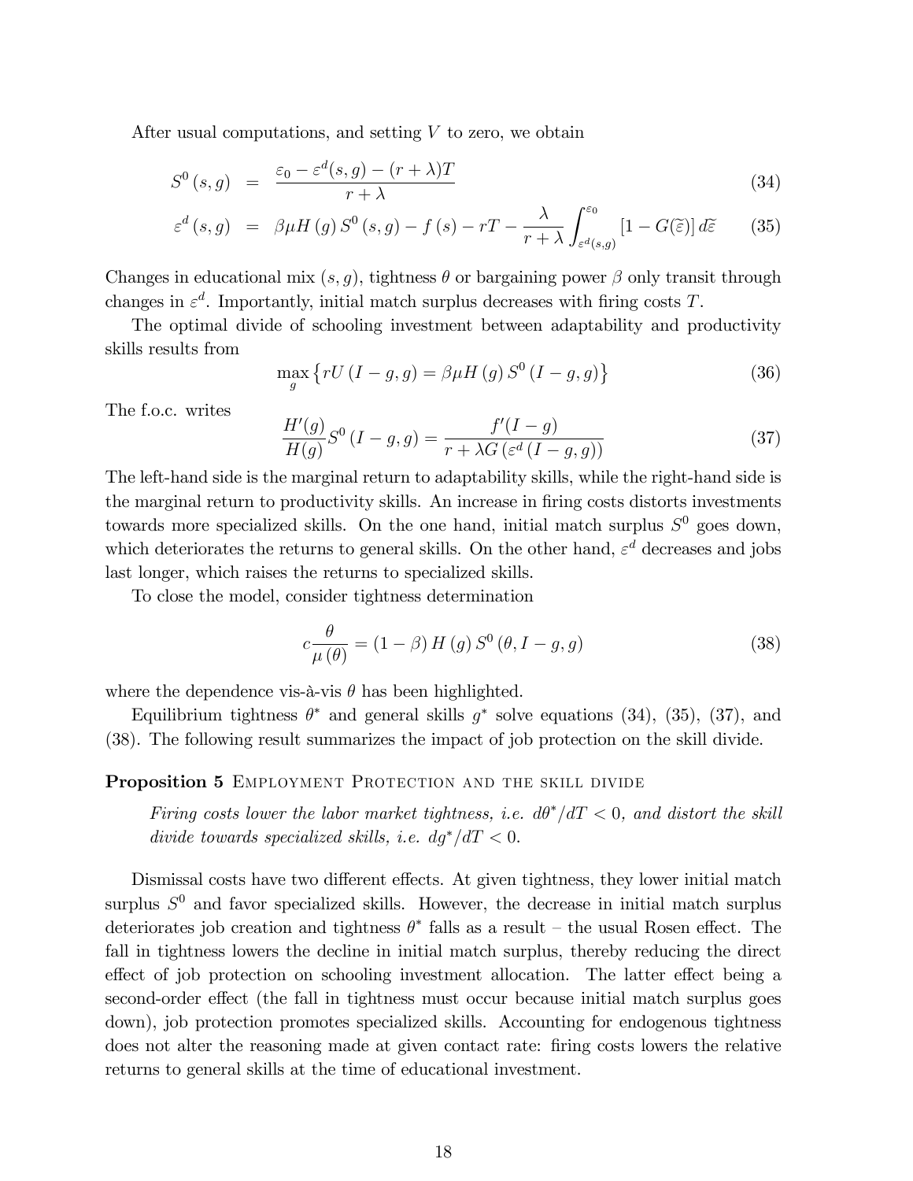After usual computations, and setting $V$ to zero, we obtain

$$S^0(s,g) = \frac{\varepsilon_0 - \varepsilon^d(s,g) - (r+\lambda)T}{r+\lambda} \tag{34}$$

$$\varepsilon^d(s,g) = \beta\mu H(g) S^0(s,g) - f(s) - rT - \frac{\lambda}{r+\lambda}\int_{\varepsilon^d(s,g)}^{\varepsilon_0} [1 - G(\widetilde{\varepsilon})]\, d\widetilde{\varepsilon} \tag{35}$$

Changes in educational mix $(s,g)$, tightness $\theta$ or bargaining power $\beta$ only transit through changes in $\varepsilon^d$. Importantly, initial match surplus decreases with firing costs $T$.

The optimal divide of schooling investment between adaptability and productivity skills results from

$$\max_g \left\{ rU(I-g,g) = \beta\mu H(g) S^0(I-g,g) \right\} \tag{36}$$

The f.o.c. writes

$$\frac{H'(g)}{H(g)} S^0(I-g,g) = \frac{f'(I-g)}{r + \lambda G(\varepsilon^d(I-g,g))} \tag{37}$$

The left-hand side is the marginal return to adaptability skills, while the right-hand side is the marginal return to productivity skills. An increase in firing costs distorts investments towards more specialized skills. On the one hand, initial match surplus $S^0$ goes down, which deteriorates the returns to general skills. On the other hand, $\varepsilon^d$ decreases and jobs last longer, which raises the returns to specialized skills.

To close the model, consider tightness determination

$$c\frac{\theta}{\mu(\theta)} = (1-\beta) H(g) S^0(\theta, I-g, g) \tag{38}$$

where the dependence vis-à-vis $\theta$ has been highlighted.

Equilibrium tightness $\theta^*$ and general skills $g^*$ solve equations (34), (35), (37), and (38). The following result summarizes the impact of job protection on the skill divide.

**Proposition 5** Employment Protection and the skill divide

*Firing costs lower the labor market tightness, i.e. $d\theta^*/dT < 0$, and distort the skill divide towards specialized skills, i.e. $dg^*/dT < 0$.*

Dismissal costs have two different effects. At given tightness, they lower initial match surplus $S^0$ and favor specialized skills. However, the decrease in initial match surplus deteriorates job creation and tightness $\theta^*$ falls as a result – the usual Rosen effect. The fall in tightness lowers the decline in initial match surplus, thereby reducing the direct effect of job protection on schooling investment allocation. The latter effect being a second-order effect (the fall in tightness must occur because initial match surplus goes down), job protection promotes specialized skills. Accounting for endogenous tightness does not alter the reasoning made at given contact rate: firing costs lowers the relative returns to general skills at the time of educational investment.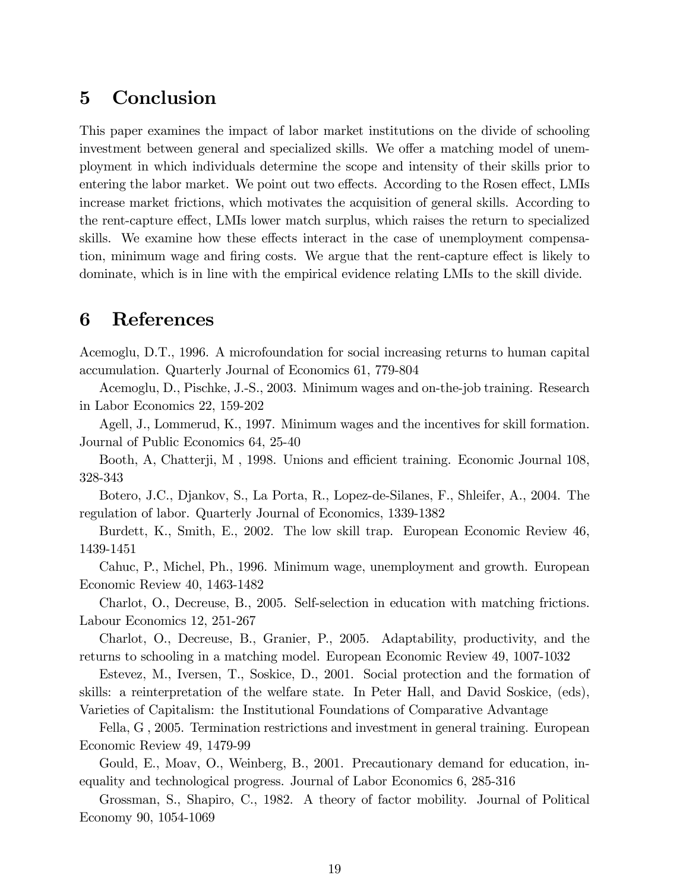# 5 Conclusion

This paper examines the impact of labor market institutions on the divide of schooling investment between general and specialized skills. We offer a matching model of unemployment in which individuals determine the scope and intensity of their skills prior to entering the labor market. We point out two effects. According to the Rosen effect, LMIs increase market frictions, which motivates the acquisition of general skills. According to the rent-capture effect, LMIs lower match surplus, which raises the return to specialized skills. We examine how these effects interact in the case of unemployment compensation, minimum wage and firing costs. We argue that the rent-capture effect is likely to dominate, which is in line with the empirical evidence relating LMIs to the skill divide.

# 6 References

Acemoglu, D.T., 1996. A microfoundation for social increasing returns to human capital accumulation. Quarterly Journal of Economics 61, 779-804

Acemoglu, D., Pischke, J.-S., 2003. Minimum wages and on-the-job training. Research in Labor Economics 22, 159-202

Agell, J., Lommerud, K., 1997. Minimum wages and the incentives for skill formation. Journal of Public Economics 64, 25-40

Booth, A, Chatterji, M , 1998. Unions and efficient training. Economic Journal 108, 328-343

Botero, J.C., Djankov, S., La Porta, R., Lopez-de-Silanes, F., Shleifer, A., 2004. The regulation of labor. Quarterly Journal of Economics, 1339-1382

Burdett, K., Smith, E., 2002. The low skill trap. European Economic Review 46, 1439-1451

Cahuc, P., Michel, Ph., 1996. Minimum wage, unemployment and growth. European Economic Review 40, 1463-1482

Charlot, O., Decreuse, B., 2005. Self-selection in education with matching frictions. Labour Economics 12, 251-267

Charlot, O., Decreuse, B., Granier, P., 2005. Adaptability, productivity, and the returns to schooling in a matching model. European Economic Review 49, 1007-1032

Estevez, M., Iversen, T., Soskice, D., 2001. Social protection and the formation of skills: a reinterpretation of the welfare state. In Peter Hall, and David Soskice, (eds), Varieties of Capitalism: the Institutional Foundations of Comparative Advantage

Fella, G , 2005. Termination restrictions and investment in general training. European Economic Review 49, 1479-99

Gould, E., Moav, O., Weinberg, B., 2001. Precautionary demand for education, inequality and technological progress. Journal of Labor Economics 6, 285-316

Grossman, S., Shapiro, C., 1982. A theory of factor mobility. Journal of Political Economy 90, 1054-1069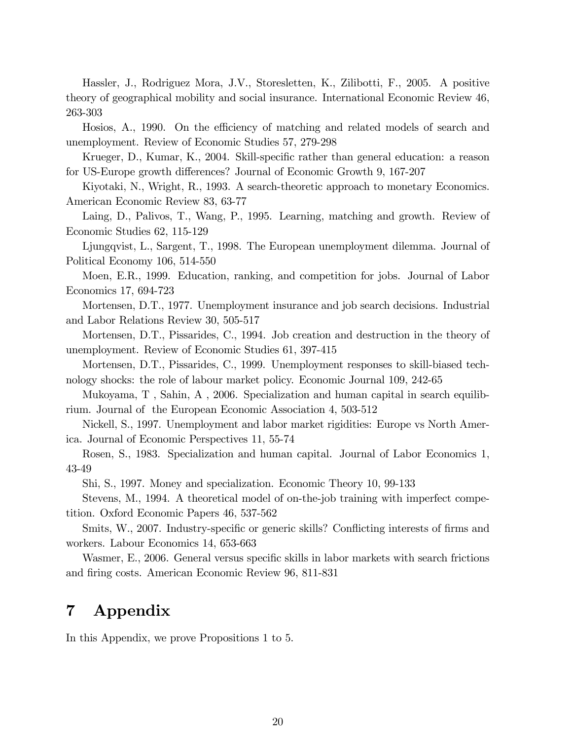Hassler, J., Rodriguez Mora, J.V., Storesletten, K., Zilibotti, F., 2005. A positive theory of geographical mobility and social insurance. International Economic Review 46, 263-303

Hosios, A., 1990. On the efficiency of matching and related models of search and unemployment. Review of Economic Studies 57, 279-298

Krueger, D., Kumar, K., 2004. Skill-specific rather than general education: a reason for US-Europe growth differences? Journal of Economic Growth 9, 167-207

Kiyotaki, N., Wright, R., 1993. A search-theoretic approach to monetary Economics. American Economic Review 83, 63-77

Laing, D., Palivos, T., Wang, P., 1995. Learning, matching and growth. Review of Economic Studies 62, 115-129

Ljungqvist, L., Sargent, T., 1998. The European unemployment dilemma. Journal of Political Economy 106, 514-550

Moen, E.R., 1999. Education, ranking, and competition for jobs. Journal of Labor Economics 17, 694-723

Mortensen, D.T., 1977. Unemployment insurance and job search decisions. Industrial and Labor Relations Review 30, 505-517

Mortensen, D.T., Pissarides, C., 1994. Job creation and destruction in the theory of unemployment. Review of Economic Studies 61, 397-415

Mortensen, D.T., Pissarides, C., 1999. Unemployment responses to skill-biased technology shocks: the role of labour market policy. Economic Journal 109, 242-65

Mukoyama, T , Sahin, A , 2006. Specialization and human capital in search equilibrium. Journal of the European Economic Association 4, 503-512

Nickell, S., 1997. Unemployment and labor market rigidities: Europe vs North America. Journal of Economic Perspectives 11, 55-74

Rosen, S., 1983. Specialization and human capital. Journal of Labor Economics 1, 43-49

Shi, S., 1997. Money and specialization. Economic Theory 10, 99-133

Stevens, M., 1994. A theoretical model of on-the-job training with imperfect competition. Oxford Economic Papers 46, 537-562

Smits, W., 2007. Industry-specific or generic skills? Conflicting interests of firms and workers. Labour Economics 14, 653-663

Wasmer, E., 2006. General versus specific skills in labor markets with search frictions and firing costs. American Economic Review 96, 811-831

# 7 Appendix

In this Appendix, we prove Propositions 1 to 5.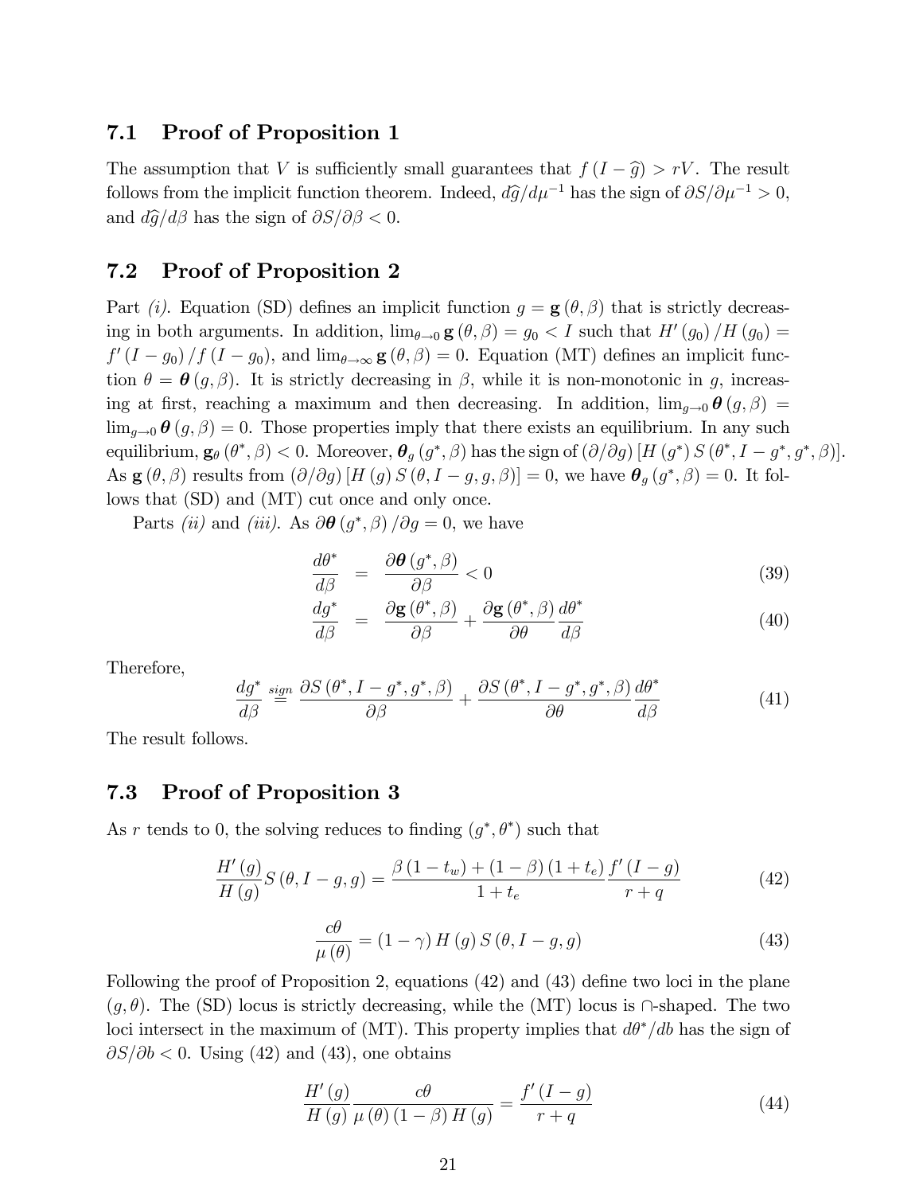## 7.1 Proof of Proposition 1

The assumption that $V$ is sufficiently small guarantees that $f(I - \widehat{g}) > rV$. The result follows from the implicit function theorem. Indeed, $d\widehat{g}/d\mu^{-1}$ has the sign of $\partial S/\partial \mu^{-1} > 0$, and $d\widehat{g}/d\beta$ has the sign of $\partial S/\partial \beta < 0$.

## 7.2 Proof of Proposition 2

Part *(i)*. Equation (SD) defines an implicit function $g = \mathbf{g}(\theta, \beta)$ that is strictly decreasing in both arguments. In addition, $\lim_{\theta \to 0} \mathbf{g}(\theta, \beta) = g_0 < I$ such that $H'(g_0)/H(g_0) = f'(I - g_0)/f(I - g_0)$, and $\lim_{\theta \to \infty} \mathbf{g}(\theta, \beta) = 0$. Equation (MT) defines an implicit function $\theta = \boldsymbol{\theta}(g, \beta)$. It is strictly decreasing in $\beta$, while it is non-monotonic in $g$, increasing at first, reaching a maximum and then decreasing. In addition, $\lim_{g \to 0} \boldsymbol{\theta}(g, \beta) = \lim_{g \to 0} \boldsymbol{\theta}(g, \beta) = 0$. Those properties imply that there exists an equilibrium. In any such equilibrium, $\mathbf{g}_\theta(\theta^*, \beta) < 0$. Moreover, $\boldsymbol{\theta}_g(g^*, \beta)$ has the sign of $(\partial/\partial g)[H(g^*) S(\theta^*, I - g^*, g^*, \beta)]$. As $\mathbf{g}(\theta, \beta)$ results from $(\partial/\partial g)[H(g) S(\theta, I - g, g, \beta)] = 0$, we have $\boldsymbol{\theta}_g(g^*, \beta) = 0$. It follows that (SD) and (MT) cut once and only once.

Parts *(ii)* and *(iii)*. As $\partial \boldsymbol{\theta}(g^*, \beta)/\partial g = 0$, we have

$$\frac{d\theta^*}{d\beta} = \frac{\partial \boldsymbol{\theta}(g^*, \beta)}{\partial \beta} < 0 \tag{39}$$

$$\frac{dg^*}{d\beta} = \frac{\partial \mathbf{g}(\theta^*, \beta)}{\partial \beta} + \frac{\partial \mathbf{g}(\theta^*, \beta)}{\partial \theta} \frac{d\theta^*}{d\beta} \tag{40}$$

Therefore,

$$\frac{dg^*}{d\beta} \overset{sign}{=} \frac{\partial S(\theta^*, I - g^*, g^*, \beta)}{\partial \beta} + \frac{\partial S(\theta^*, I - g^*, g^*, \beta)}{\partial \theta} \frac{d\theta^*}{d\beta} \tag{41}$$

The result follows.

## 7.3 Proof of Proposition 3

As $r$ tends to 0, the solving reduces to finding $(g^*, \theta^*)$ such that

$$\frac{H'(g)}{H(g)} S(\theta, I - g, g) = \frac{\beta(1 - t_w) + (1 - \beta)(1 + t_e)}{1 + t_e} \frac{f'(I - g)}{r + q} \tag{42}$$

$$\frac{c\theta}{\mu(\theta)} = (1 - \gamma) H(g) S(\theta, I - g, g) \tag{43}$$

Following the proof of Proposition 2, equations (42) and (43) define two loci in the plane $(g, \theta)$. The (SD) locus is strictly decreasing, while the (MT) locus is $\cap$-shaped. The two loci intersect in the maximum of (MT). This property implies that $d\theta^*/db$ has the sign of $\partial S/\partial b < 0$. Using (42) and (43), one obtains

$$\frac{H'(g)}{H(g)} \frac{c\theta}{\mu(\theta)(1 - \beta) H(g)} = \frac{f'(I - g)}{r + q} \tag{44}$$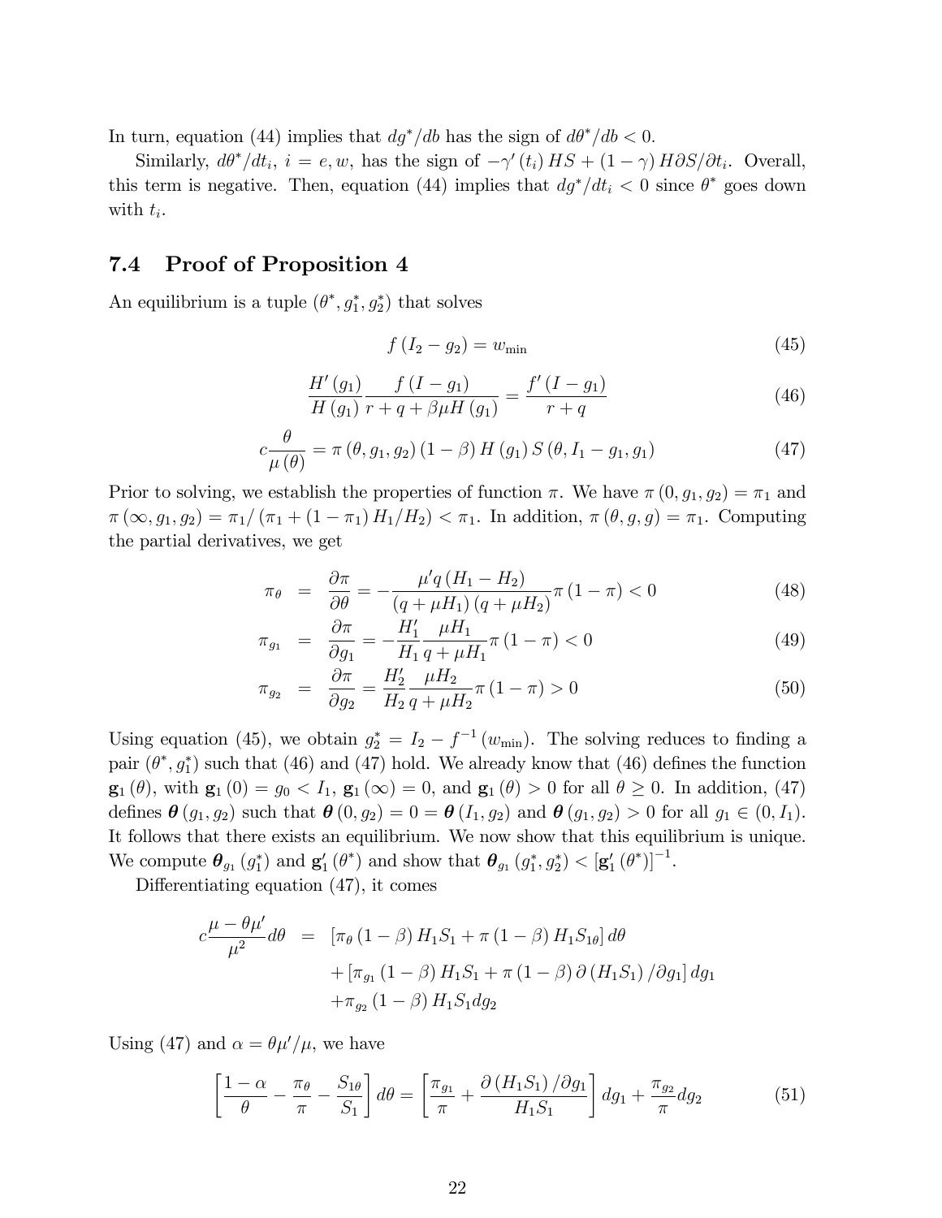In turn, equation (44) implies that $dg^*/db$ has the sign of $d\theta^*/db < 0$.

Similarly, $d\theta^*/dt_i$, $i = e, w$, has the sign of $-\gamma'(t_i) HS + (1-\gamma) H\partial S/\partial t_i$. Overall, this term is negative. Then, equation (44) implies that $dg^*/dt_i < 0$ since $\theta^*$ goes down with $t_i$.

## 7.4 Proof of Proposition 4

An equilibrium is a tuple $(\theta^*, g_1^*, g_2^*)$ that solves

$$f(I_2 - g_2) = w_{\min} \tag{45}$$

$$\frac{H'(g_1)}{H(g_1)} \frac{f(I - g_1)}{r + q + \beta\mu H(g_1)} = \frac{f'(I - g_1)}{r + q} \tag{46}$$

$$c\frac{\theta}{\mu(\theta)} = \pi(\theta, g_1, g_2)(1-\beta) H(g_1) S(\theta, I_1 - g_1, g_1) \tag{47}$$

Prior to solving, we establish the properties of function $\pi$. We have $\pi(0, g_1, g_2) = \pi_1$ and $\pi(\infty, g_1, g_2) = \pi_1/(\pi_1 + (1-\pi_1) H_1/H_2) < \pi_1$. In addition, $\pi(\theta, g, g) = \pi_1$. Computing the partial derivatives, we get

$$\pi_\theta = \frac{\partial \pi}{\partial \theta} = -\frac{\mu' q (H_1 - H_2)}{(q + \mu H_1)(q + \mu H_2)} \pi (1-\pi) < 0 \tag{48}$$

$$\pi_{g_1} = \frac{\partial \pi}{\partial g_1} = -\frac{H_1'}{H_1} \frac{\mu H_1}{q + \mu H_1} \pi(1-\pi) < 0 \tag{49}$$

$$\pi_{g_2} = \frac{\partial \pi}{\partial g_2} = \frac{H_2'}{H_2} \frac{\mu H_2}{q + \mu H_2} \pi(1-\pi) > 0 \tag{50}$$

Using equation (45), we obtain $g_2^* = I_2 - f^{-1}(w_{\min})$. The solving reduces to finding a pair $(\theta^*, g_1^*)$ such that (46) and (47) hold. We already know that (46) defines the function $\mathbf{g}_1(\theta)$, with $\mathbf{g}_1(0) = g_0 < I_1$, $\mathbf{g}_1(\infty) = 0$, and $\mathbf{g}_1(\theta) > 0$ for all $\theta \geq 0$. In addition, (47) defines $\boldsymbol{\theta}(g_1, g_2)$ such that $\boldsymbol{\theta}(0, g_2) = 0 = \boldsymbol{\theta}(I_1, g_2)$ and $\boldsymbol{\theta}(g_1, g_2) > 0$ for all $g_1 \in (0, I_1)$. It follows that there exists an equilibrium. We now show that this equilibrium is unique. We compute $\boldsymbol{\theta}_{g_1}(g_1^*)$ and $\mathbf{g}_1'(\theta^*)$ and show that $\boldsymbol{\theta}_{g_1}(g_1^*, g_2^*) < [\mathbf{g}_1'(\theta^*)]^{-1}$.

Differentiating equation (47), it comes

$$\begin{aligned} c\frac{\mu - \theta\mu'}{\mu^2} d\theta &= [\pi_\theta (1-\beta) H_1 S_1 + \pi (1-\beta) H_1 S_{1\theta}] \, d\theta \\ &\quad + [\pi_{g_1} (1-\beta) H_1 S_1 + \pi (1-\beta) \partial (H_1 S_1)/\partial g_1] \, dg_1 \\ &\quad + \pi_{g_2} (1-\beta) H_1 S_1 dg_2 \end{aligned}$$

Using (47) and $\alpha = \theta\mu'/\mu$, we have

$$\left[\frac{1-\alpha}{\theta} - \frac{\pi_\theta}{\pi} - \frac{S_{1\theta}}{S_1}\right] d\theta = \left[\frac{\pi_{g_1}}{\pi} + \frac{\partial (H_1 S_1)/\partial g_1}{H_1 S_1}\right] dg_1 + \frac{\pi_{g_2}}{\pi} dg_2 \tag{51}$$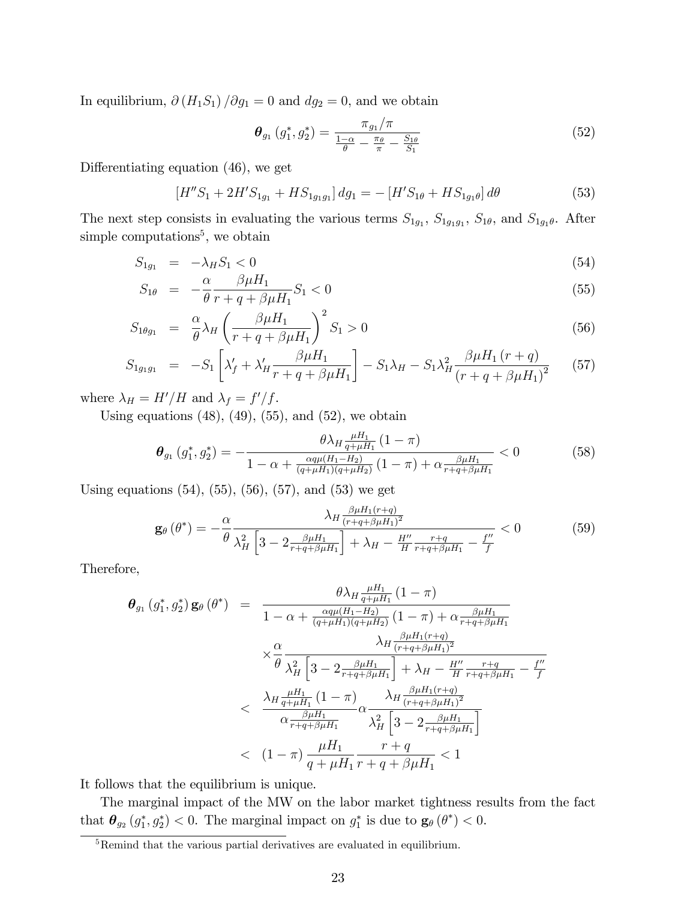In equilibrium, $\partial (H_1 S_1) / \partial g_1 = 0$ and $dg_2 = 0$, and we obtain

$$\boldsymbol{\theta}_{g_1}(g_1^*, g_2^*) = \frac{\pi_{g_1}/\pi}{\frac{1-\alpha}{\theta} - \frac{\pi_\theta}{\pi} - \frac{S_{1\theta}}{S_1}} \tag{52}$$

Differentiating equation (46), we get

$$\left[H'' S_1 + 2H' S_{1g_1} + H S_{1g_1g_1}\right] dg_1 = -\left[H' S_{1\theta} + H S_{1g_1\theta}\right] d\theta \tag{53}$$

The next step consists in evaluating the various terms $S_{1g_1}$, $S_{1g_1g_1}$, $S_{1\theta}$, and $S_{1g_1\theta}$. After simple computations[5], we obtain

$$S_{1g_1} = -\lambda_H S_1 < 0 \tag{54}$$

$$S_{1\theta} = -\frac{\alpha}{\theta} \frac{\beta\mu H_1}{r+q+\beta\mu H_1} S_1 < 0 \tag{55}$$

$$S_{1\theta g_1} = \frac{\alpha}{\theta} \lambda_H \left(\frac{\beta\mu H_1}{r+q+\beta\mu H_1}\right)^2 S_1 > 0 \tag{56}$$

$$S_{1g_1g_1} = -S_1\left[\lambda_f' + \lambda_H' \frac{\beta\mu H_1}{r+q+\beta\mu H_1}\right] - S_1\lambda_H - S_1\lambda_H^2 \frac{\beta\mu H_1 (r+q)}{(r+q+\beta\mu H_1)^2} \tag{57}$$

where $\lambda_H = H'/H$ and $\lambda_f = f'/f$.

Using equations (48), (49), (55), and (52), we obtain

$$\boldsymbol{\theta}_{g_1}(g_1^*, g_2^*) = -\frac{\theta\lambda_H \frac{\mu H_1}{q+\mu H_1}(1-\pi)}{1-\alpha+\frac{\alpha q\mu(H_1-H_2)}{(q+\mu H_1)(q+\mu H_2)}(1-\pi)+\alpha\frac{\beta\mu H_1}{r+q+\beta\mu H_1}} < 0 \tag{58}$$

Using equations (54), (55), (56), (57), and (53) we get

$$\mathbf{g}_\theta(\theta^*) = -\frac{\alpha}{\theta} \frac{\lambda_H \frac{\beta\mu H_1 (r+q)}{(r+q+\beta\mu H_1)^2}}{\lambda_H^2\left[3 - 2\frac{\beta\mu H_1}{r+q+\beta\mu H_1}\right] + \lambda_H - \frac{H''}{H}\frac{r+q}{r+q+\beta\mu H_1} - \frac{f''}{f}} < 0 \tag{59}$$

Therefore,

$$\begin{aligned}
\boldsymbol{\theta}_{g_1}(g_1^*, g_2^*)\,\mathbf{g}_\theta(\theta^*) &= \frac{\theta\lambda_H \frac{\mu H_1}{q+\mu H_1}(1-\pi)}{1-\alpha+\frac{\alpha q\mu(H_1-H_2)}{(q+\mu H_1)(q+\mu H_2)}(1-\pi)+\alpha\frac{\beta\mu H_1}{r+q+\beta\mu H_1}} \\
&\quad \times \frac{\alpha}{\theta} \frac{\lambda_H \frac{\beta\mu H_1 (r+q)}{(r+q+\beta\mu H_1)^2}}{\lambda_H^2\left[3 - 2\frac{\beta\mu H_1}{r+q+\beta\mu H_1}\right] + \lambda_H - \frac{H''}{H}\frac{r+q}{r+q+\beta\mu H_1} - \frac{f''}{f}} \\
&< \frac{\lambda_H \frac{\mu H_1}{q+\mu H_1}(1-\pi)}{\alpha\frac{\beta\mu H_1}{r+q+\beta\mu H_1}} \alpha \frac{\lambda_H \frac{\beta\mu H_1 (r+q)}{(r+q+\beta\mu H_1)^2}}{\lambda_H^2\left[3 - 2\frac{\beta\mu H_1}{r+q+\beta\mu H_1}\right]} \\
&< (1-\pi)\frac{\mu H_1}{q+\mu H_1}\frac{r+q}{r+q+\beta\mu H_1} < 1
\end{aligned}$$

It follows that the equilibrium is unique.

The marginal impact of the MW on the labor market tightness results from the fact that $\boldsymbol{\theta}_{g_2}(g_1^*, g_2^*) < 0$. The marginal impact on $g_1^*$ is due to $\mathbf{g}_\theta(\theta^*) < 0$.

[5] Remind that the various partial derivatives are evaluated in equilibrium.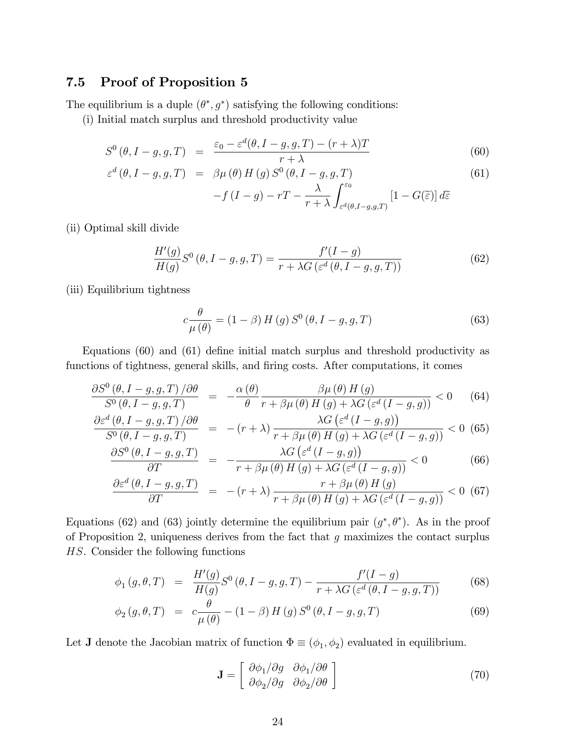## 7.5 Proof of Proposition 5

The equilibrium is a duple $(\theta^*, g^*)$ satisfying the following conditions:

(i) Initial match surplus and threshold productivity value

$$
\begin{aligned}
S^0(\theta, I-g, g, T) &= \frac{\varepsilon_0 - \varepsilon^d(\theta, I-g, g, T) - (r+\lambda)T}{r+\lambda} && (60)\\
\varepsilon^d(\theta, I-g, g, T) &= \beta\mu(\theta) H(g) S^0(\theta, I-g, g, T) && (61)\\
&\quad - f(I-g) - rT - \frac{\lambda}{r+\lambda}\int_{\varepsilon^d(\theta, I-g, g, T)}^{\varepsilon_0} \left[1 - G(\widetilde{\varepsilon})\right] d\widetilde{\varepsilon}
\end{aligned}
$$

(ii) Optimal skill divide

$$
\frac{H'(g)}{H(g)} S^0(\theta, I-g, g, T) = \frac{f'(I-g)}{r + \lambda G\left(\varepsilon^d(\theta, I-g, g, T)\right)} \tag{62}
$$

(iii) Equilibrium tightness

$$
c\frac{\theta}{\mu(\theta)} = (1-\beta) H(g) S^0(\theta, I-g, g, T) \tag{63}
$$

Equations (60) and (61) define initial match surplus and threshold productivity as functions of tightness, general skills, and firing costs. After computations, it comes

$$
\begin{aligned}
\frac{\partial S^0(\theta, I-g, g, T)/\partial\theta}{S^0(\theta, I-g, g, T)} &= -\frac{\alpha(\theta)}{\theta}\frac{\beta\mu(\theta) H(g)}{r + \beta\mu(\theta) H(g) + \lambda G\left(\varepsilon^d(I-g, g)\right)} < 0 && (64)\\
\frac{\partial \varepsilon^d(\theta, I-g, g, T)/\partial\theta}{S^0(\theta, I-g, g, T)} &= -(r+\lambda)\frac{\lambda G\left(\varepsilon^d(I-g, g)\right)}{r + \beta\mu(\theta) H(g) + \lambda G\left(\varepsilon^d(I-g, g)\right)} < 0 && (65)\\
\frac{\partial S^0(\theta, I-g, g, T)}{\partial T} &= -\frac{\lambda G\left(\varepsilon^d(I-g, g)\right)}{r + \beta\mu(\theta) H(g) + \lambda G\left(\varepsilon^d(I-g, g)\right)} < 0 && (66)\\
\frac{\partial \varepsilon^d(\theta, I-g, g, T)}{\partial T} &= -(r+\lambda)\frac{r + \beta\mu(\theta) H(g)}{r + \beta\mu(\theta) H(g) + \lambda G\left(\varepsilon^d(I-g, g)\right)} < 0 && (67)
\end{aligned}
$$

Equations (62) and (63) jointly determine the equilibrium pair $(g^*, \theta^*)$. As in the proof of Proposition 2, uniqueness derives from the fact that $g$ maximizes the contact surplus $HS$. Consider the following functions

$$
\begin{aligned}
\phi_1(g, \theta, T) &= \frac{H'(g)}{H(g)} S^0(\theta, I-g, g, T) - \frac{f'(I-g)}{r + \lambda G\left(\varepsilon^d(\theta, I-g, g, T)\right)} && (68)\\
\phi_2(g, \theta, T) &= c\frac{\theta}{\mu(\theta)} - (1-\beta) H(g) S^0(\theta, I-g, g, T) && (69)
\end{aligned}
$$

Let $\mathbf{J}$ denote the Jacobian matrix of function $\Phi \equiv (\phi_1, \phi_2)$ evaluated in equilibrium.

$$
\mathbf{J} = \begin{bmatrix} \partial\phi_1/\partial g & \partial\phi_1/\partial\theta \\ \partial\phi_2/\partial g & \partial\phi_2/\partial\theta \end{bmatrix} \tag{70}
$$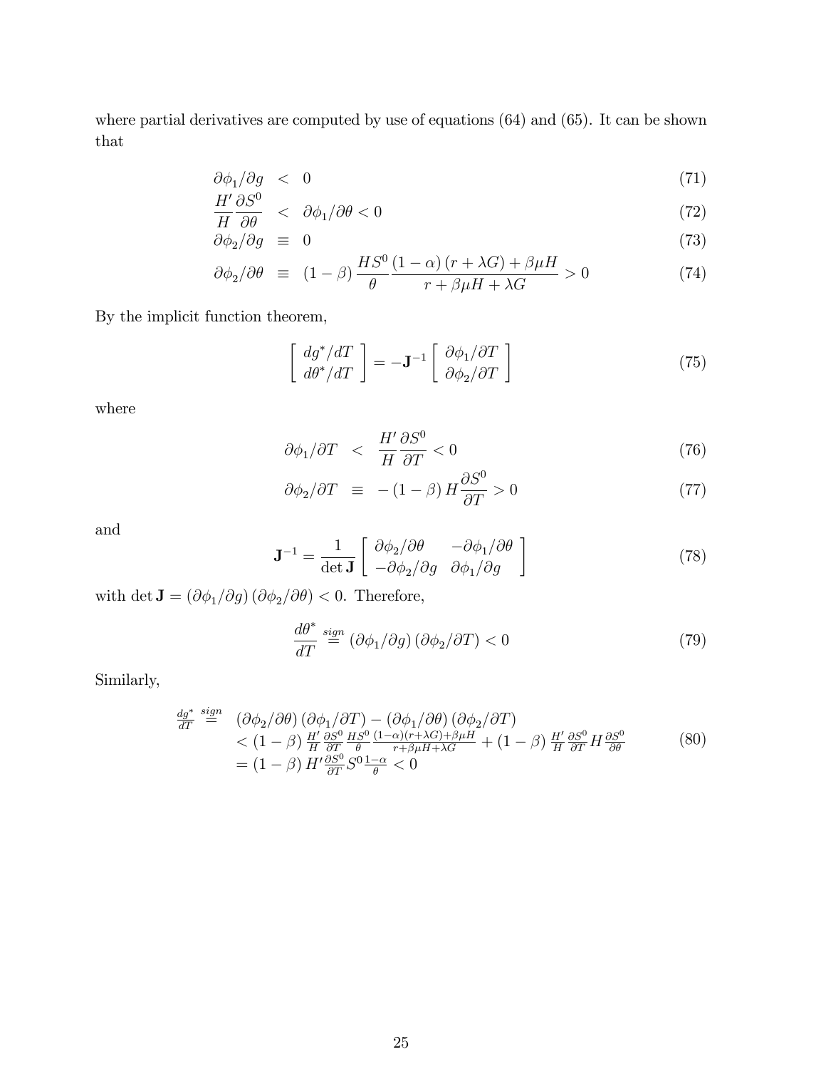where partial derivatives are computed by use of equations (64) and (65). It can be shown that

$$
\begin{aligned}
\partial\phi_1/\partial g &< 0 & (71)\\
\frac{H'}{H}\frac{\partial S^0}{\partial\theta} &< \partial\phi_1/\partial\theta < 0 & (72)\\
\partial\phi_2/\partial g &\equiv 0 & (73)\\
\partial\phi_2/\partial\theta &\equiv (1-\beta)\frac{HS^0}{\theta}\frac{(1-\alpha)(r+\lambda G)+\beta\mu H}{r+\beta\mu H+\lambda G} > 0 & (74)
\end{aligned}
$$

By the implicit function theorem,

$$
\begin{bmatrix} dg^*/dT \\ d\theta^*/dT \end{bmatrix} = -\mathbf{J}^{-1}\begin{bmatrix} \partial\phi_1/\partial T \\ \partial\phi_2/\partial T \end{bmatrix} \tag{75}
$$

where

$$
\begin{aligned}
\partial\phi_1/\partial T &< \frac{H'}{H}\frac{\partial S^0}{\partial T} < 0 & (76)\\
\partial\phi_2/\partial T &\equiv -(1-\beta)H\frac{\partial S^0}{\partial T} > 0 & (77)
\end{aligned}
$$

and

$$
\mathbf{J}^{-1} = \frac{1}{\det\mathbf{J}}\begin{bmatrix} \partial\phi_2/\partial\theta & -\partial\phi_1/\partial\theta \\ -\partial\phi_2/\partial g & \partial\phi_1/\partial g \end{bmatrix} \tag{78}
$$

with $\det\mathbf{J} = (\partial\phi_1/\partial g)(\partial\phi_2/\partial\theta) < 0$. Therefore,

$$
\frac{d\theta^*}{dT} \overset{sign}{=} (\partial\phi_1/\partial g)(\partial\phi_2/\partial T) < 0 \tag{79}
$$

Similarly,

$$
\begin{aligned}
\frac{dg^*}{dT} \overset{sign}{=}\ & (\partial\phi_2/\partial\theta)(\partial\phi_1/\partial T) - (\partial\phi_1/\partial\theta)(\partial\phi_2/\partial T) \\
& < (1-\beta)\frac{H'}{H}\frac{\partial S^0}{\partial T}\frac{HS^0}{\theta}\frac{(1-\alpha)(r+\lambda G)+\beta\mu H}{r+\beta\mu H+\lambda G} + (1-\beta)\frac{H'}{H}\frac{\partial S^0}{\partial T}H\frac{\partial S^0}{\partial\theta} \\
& = (1-\beta)H'\frac{\partial S^0}{\partial T}S^0\frac{1-\alpha}{\theta} < 0
\end{aligned} \tag{80}
$$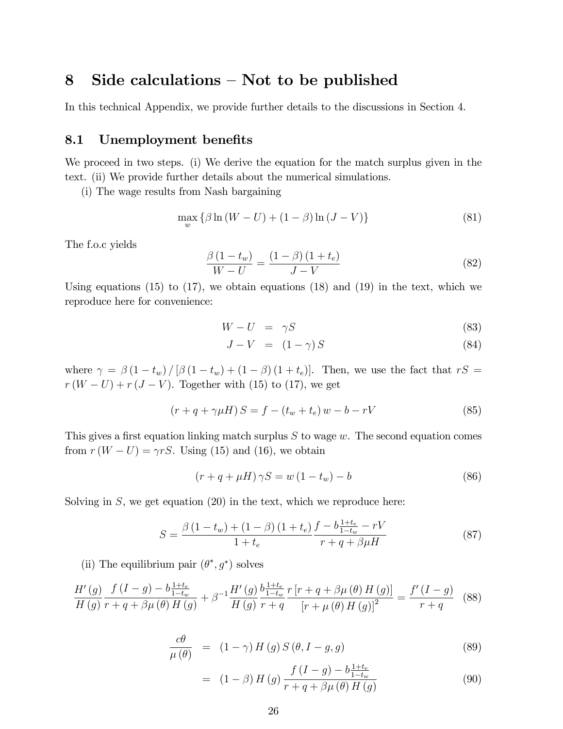# 8 Side calculations – Not to be published

In this technical Appendix, we provide further details to the discussions in Section 4.

## 8.1 Unemployment benefits

We proceed in two steps. (i) We derive the equation for the match surplus given in the text. (ii) We provide further details about the numerical simulations.

(i) The wage results from Nash bargaining

$$\max_{w} \left\{ \beta \ln (W - U) + (1 - \beta) \ln (J - V) \right\} \tag{81}$$

The f.o.c yields

$$\frac{\beta (1 - t_w)}{W - U} = \frac{(1 - \beta)(1 + t_e)}{J - V} \tag{82}$$

Using equations (15) to (17), we obtain equations (18) and (19) in the text, which we reproduce here for convenience:

$$W - U = \gamma S \tag{83}$$

$$J - V = (1 - \gamma) S \tag{84}$$

where $\gamma = \beta (1 - t_w) / [\beta (1 - t_w) + (1 - \beta)(1 + t_e)]$. Then, we use the fact that $rS = r(W - U) + r(J - V)$. Together with (15) to (17), we get

$$(r + q + \gamma \mu H) S = f - (t_w + t_e) w - b - rV \tag{85}$$

This gives a first equation linking match surplus $S$ to wage $w$. The second equation comes from $r(W - U) = \gamma r S$. Using (15) and (16), we obtain

$$(r + q + \mu H) \gamma S = w (1 - t_w) - b \tag{86}$$

Solving in $S$, we get equation (20) in the text, which we reproduce here:

$$S = \frac{\beta (1 - t_w) + (1 - \beta)(1 + t_e)}{1 + t_e} \frac{f - b \frac{1 + t_e}{1 - t_w} - rV}{r + q + \beta \mu H} \tag{87}$$

(ii) The equilibrium pair $(\theta^*, g^*)$ solves

$$\frac{H'(g)}{H(g)} \frac{f(I - g) - b \frac{1 + t_e}{1 - t_w}}{r + q + \beta \mu (\theta) H(g)} + \beta^{-1} \frac{H'(g)}{H(g)} \frac{b \frac{1 + t_e}{1 - t_w}}{r + q} \frac{r \left[ r + q + \beta \mu (\theta) H(g) \right]}{\left[ r + \mu (\theta) H(g) \right]^2} = \frac{f'(I - g)}{r + q} \tag{88}$$

$$\frac{c \theta}{\mu (\theta)} = (1 - \gamma) H(g) S(\theta, I - g, g) \tag{89}$$

$$= (1 - \beta) H(g) \frac{f(I - g) - b \frac{1 + t_e}{1 - t_w}}{r + q + \beta \mu (\theta) H(g)} \tag{90}$$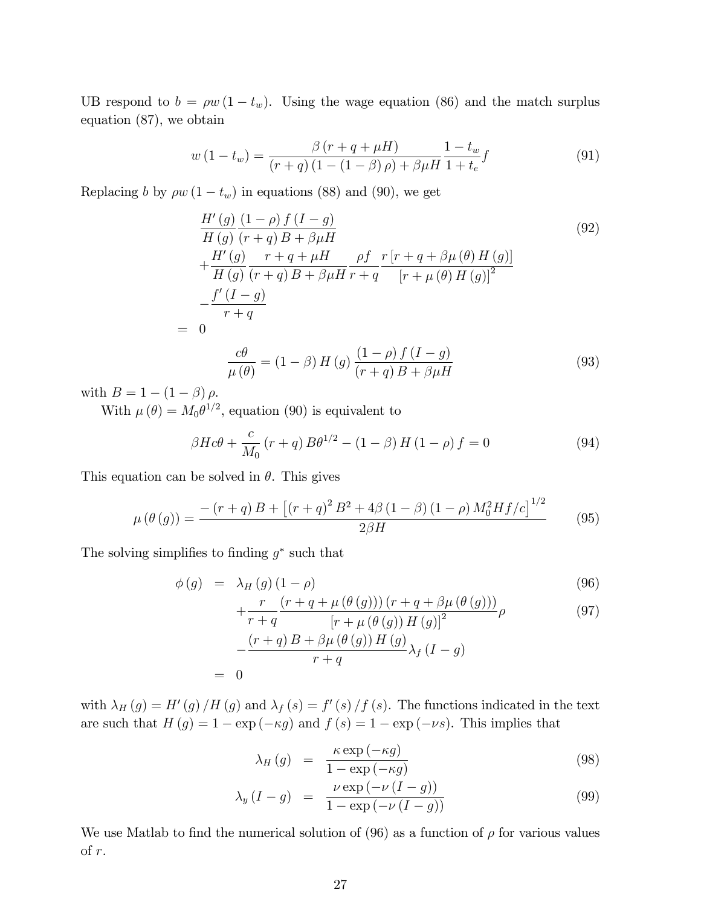UB respond to $b = \rho w (1 - t_w)$. Using the wage equation (86) and the match surplus equation (87), we obtain

$$w(1-t_w) = \frac{\beta (r+q+\mu H)}{(r+q)(1-(1-\beta)\rho) + \beta \mu H} \frac{1-t_w}{1+t_e} f \tag{91}$$

Replacing $b$ by $\rho w (1 - t_w)$ in equations (88) and (90), we get

$$\begin{aligned}
& \frac{H'(g)}{H(g)} \frac{(1-\rho) f (I-g)}{(r+q) B + \beta \mu H} \\
& + \frac{H'(g)}{H(g)} \frac{r+q+\mu H}{(r+q) B + \beta \mu H} \frac{\rho f}{r+q} \frac{r [r+q+\beta \mu(\theta) H(g)]}{[r+\mu(\theta) H(g)]^2} \\
& - \frac{f'(I-g)}{r+q} \\
= \; & 0
\end{aligned} \tag{92}$$

$$\frac{c\theta}{\mu(\theta)} = (1-\beta) H(g) \frac{(1-\rho) f (I-g)}{(r+q) B + \beta \mu H} \tag{93}$$

with $B = 1 - (1 - \beta) \rho$.

With $\mu(\theta) = M_0 \theta^{1/2}$, equation (90) is equivalent to

$$\beta H c \theta + \frac{c}{M_0} (r+q) B \theta^{1/2} - (1-\beta) H (1-\rho) f = 0 \tag{94}$$

This equation can be solved in $\theta$. This gives

$$\mu(\theta(g)) = \frac{-(r+q) B + \left[(r+q)^2 B^2 + 4\beta (1-\beta)(1-\rho) M_0^2 H f / c\right]^{1/2}}{2 \beta H} \tag{95}$$

The solving simplifies to finding $g^*$ such that

$$\begin{aligned}
\phi(g) \; = \; & \lambda_H(g)(1-\rho) && (96) \\
& + \frac{r}{r+q} \frac{(r+q+\mu(\theta(g)))(r+q+\beta \mu(\theta(g)))}{[r+\mu(\theta(g)) H(g)]^2} \rho && (97) \\
& - \frac{(r+q) B + \beta \mu(\theta(g)) H(g)}{r+q} \lambda_f (I-g) \\
= \; & 0
\end{aligned}$$

with $\lambda_H(g) = H'(g)/H(g)$ and $\lambda_f(s) = f'(s)/f(s)$. The functions indicated in the text are such that $H(g) = 1 - \exp(-\kappa g)$ and $f(s) = 1 - \exp(-\nu s)$. This implies that

$$\lambda_H(g) = \frac{\kappa \exp(-\kappa g)}{1 - \exp(-\kappa g)} \tag{98}$$

$$\lambda_y(I-g) = \frac{\nu \exp(-\nu (I-g))}{1 - \exp(-\nu (I-g))} \tag{99}$$

We use Matlab to find the numerical solution of (96) as a function of $\rho$ for various values of $r$.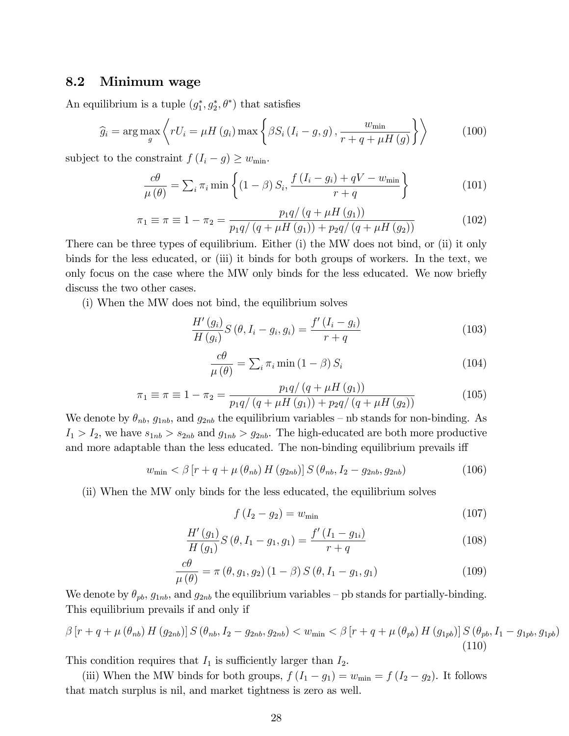## 8.2 Minimum wage

An equilibrium is a tuple $(g_1^*, g_2^*, \theta^*)$ that satisfies

$$\widehat{g}_i = \arg\max_g \left\langle rU_i = \mu H(g_i) \max\left\{\beta S_i(I_i - g, g), \frac{w_{\min}}{r + q + \mu H(g)}\right\}\right\rangle \tag{100}$$

subject to the constraint $f(I_i - g) \geq w_{\min}$.

$$\frac{c\theta}{\mu(\theta)} = \textstyle\sum_i \pi_i \min\left\{(1-\beta) S_i, \frac{f(I_i - g_i) + qV - w_{\min}}{r + q}\right\} \tag{101}$$

$$\pi_1 \equiv \pi \equiv 1 - \pi_2 = \frac{p_1 q / (q + \mu H(g_1))}{p_1 q / (q + \mu H(g_1)) + p_2 q / (q + \mu H(g_2))} \tag{102}$$

There can be three types of equilibrium. Either (i) the MW does not bind, or (ii) it only binds for the less educated, or (iii) it binds for both groups of workers. In the text, we only focus on the case where the MW only binds for the less educated. We now briefly discuss the two other cases.

(i) When the MW does not bind, the equilibrium solves

$$\frac{H'(g_i)}{H(g_i)} S(\theta, I_i - g_i, g_i) = \frac{f'(I_i - g_i)}{r + q} \tag{103}$$

$$\frac{c\theta}{\mu(\theta)} = \textstyle\sum_i \pi_i \min(1-\beta) S_i \tag{104}$$

$$\pi_1 \equiv \pi \equiv 1 - \pi_2 = \frac{p_1 q / (q + \mu H(g_1))}{p_1 q / (q + \mu H(g_1)) + p_2 q / (q + \mu H(g_2))} \tag{105}$$

We denote by $\theta_{nb}$, $g_{1nb}$, and $g_{2nb}$ the equilibrium variables – nb stands for non-binding. As $I_1 > I_2$, we have $s_{1nb} > s_{2nb}$ and $g_{1nb} > g_{2nb}$. The high-educated are both more productive and more adaptable than the less educated. The non-binding equilibrium prevails iff

$$w_{\min} < \beta \left[r + q + \mu(\theta_{nb}) H(g_{2nb})\right] S(\theta_{nb}, I_2 - g_{2nb}, g_{2nb}) \tag{106}$$

(ii) When the MW only binds for the less educated, the equilibrium solves

$$f(I_2 - g_2) = w_{\min} \tag{107}$$

$$\frac{H'(g_1)}{H(g_1)} S(\theta, I_1 - g_1, g_1) = \frac{f'(I_1 - g_{1i})}{r + q} \tag{108}$$

$$\frac{c\theta}{\mu(\theta)} = \pi(\theta, g_1, g_2)(1-\beta) S(\theta, I_1 - g_1, g_1) \tag{109}$$

We denote by $\theta_{pb}$, $g_{1nb}$, and $g_{2nb}$ the equilibrium variables – pb stands for partially-binding. This equilibrium prevails if and only if

$$\beta \left[r + q + \mu(\theta_{nb}) H(g_{2nb})\right] S(\theta_{nb}, I_2 - g_{2nb}, g_{2nb}) < w_{\min} < \beta \left[r + q + \mu(\theta_{pb}) H(g_{1pb})\right] S(\theta_{pb}, I_1 - g_{1pb}, g_{1pb}) \tag{110}$$

This condition requires that $I_1$ is sufficiently larger than $I_2$.

(iii) When the MW binds for both groups, $f(I_1 - g_1) = w_{\min} = f(I_2 - g_2)$. It follows that match surplus is nil, and market tightness is zero as well.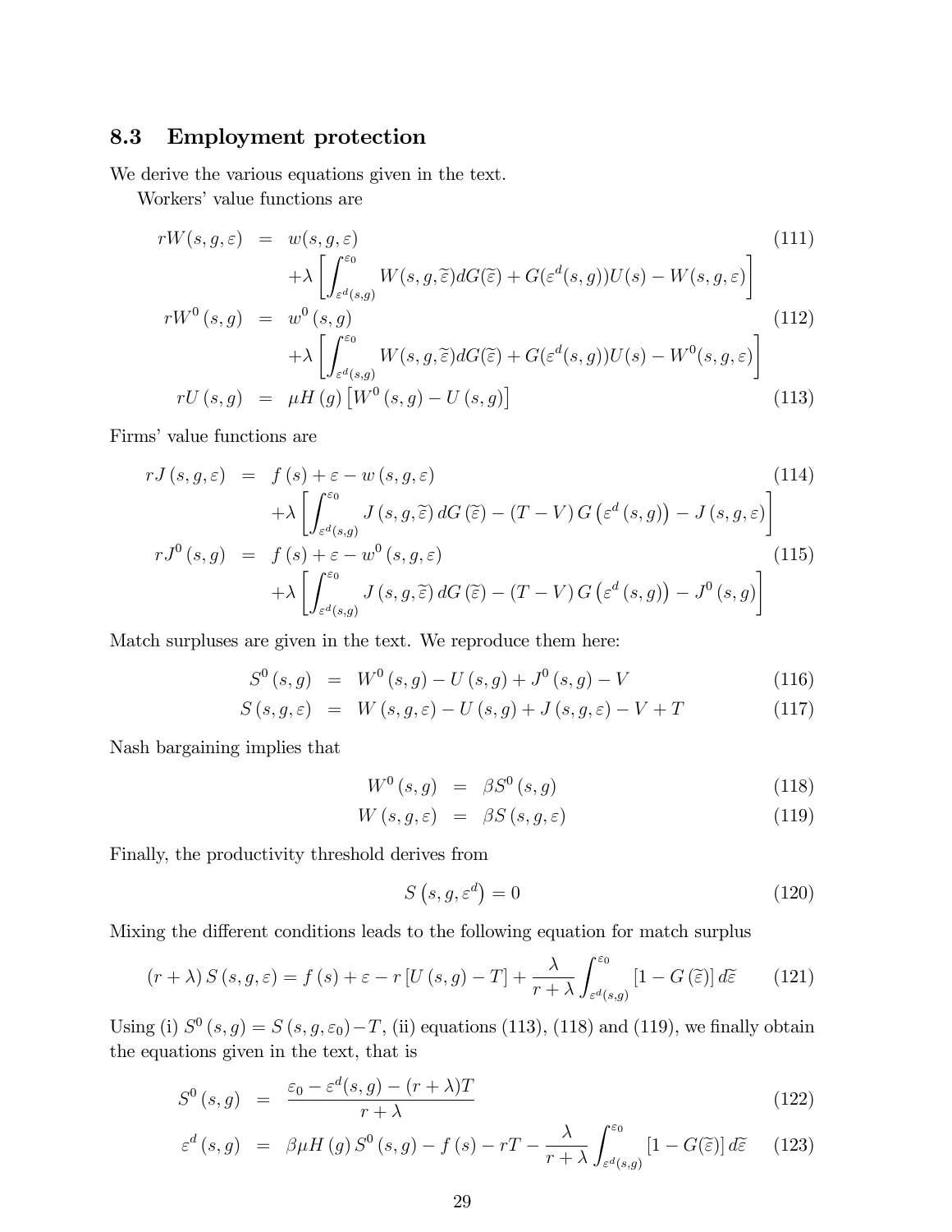## 8.3 Employment protection

We derive the various equations given in the text.

Workers' value functions are

$$
\begin{aligned}
rW(s,g,\varepsilon) &= w(s,g,\varepsilon) && (111)\\
&\quad +\lambda\left[\int_{\varepsilon^d(s,g)}^{\varepsilon_0} W(s,g,\widetilde{\varepsilon})dG(\widetilde{\varepsilon}) + G(\varepsilon^d(s,g))U(s) - W(s,g,\varepsilon)\right] \\
rW^0(s,g) &= w^0(s,g) && (112)\\
&\quad +\lambda\left[\int_{\varepsilon^d(s,g)}^{\varepsilon_0} W(s,g,\widetilde{\varepsilon})dG(\widetilde{\varepsilon}) + G(\varepsilon^d(s,g))U(s) - W^0(s,g,\varepsilon)\right] \\
rU(s,g) &= \mu H(g)\left[W^0(s,g) - U(s,g)\right] && (113)
\end{aligned}
$$

Firms' value functions are

$$
\begin{aligned}
rJ(s,g,\varepsilon) &= f(s) + \varepsilon - w(s,g,\varepsilon) && (114)\\
&\quad +\lambda\left[\int_{\varepsilon^d(s,g)}^{\varepsilon_0} J(s,g,\widetilde{\varepsilon})\,dG(\widetilde{\varepsilon}) - (T-V)\,G\left(\varepsilon^d(s,g)\right) - J(s,g,\varepsilon)\right] \\
rJ^0(s,g) &= f(s) + \varepsilon - w^0(s,g,\varepsilon) && (115)\\
&\quad +\lambda\left[\int_{\varepsilon^d(s,g)}^{\varepsilon_0} J(s,g,\widetilde{\varepsilon})\,dG(\widetilde{\varepsilon}) - (T-V)\,G\left(\varepsilon^d(s,g)\right) - J^0(s,g)\right]
\end{aligned}
$$

Match surpluses are given in the text. We reproduce them here:

$$
\begin{aligned}
S^0(s,g) &= W^0(s,g) - U(s,g) + J^0(s,g) - V && (116)\\
S(s,g,\varepsilon) &= W(s,g,\varepsilon) - U(s,g) + J(s,g,\varepsilon) - V + T && (117)
\end{aligned}
$$

Nash bargaining implies that

$$
\begin{aligned}
W^0(s,g) &= \beta S^0(s,g) && (118)\\
W(s,g,\varepsilon) &= \beta S(s,g,\varepsilon) && (119)
\end{aligned}
$$

Finally, the productivity threshold derives from

$$
S\left(s,g,\varepsilon^d\right) = 0 \qquad (120)
$$

Mixing the different conditions leads to the following equation for match surplus

$$
(r+\lambda)\,S(s,g,\varepsilon) = f(s) + \varepsilon - r\left[U(s,g) - T\right] + \frac{\lambda}{r+\lambda}\int_{\varepsilon^d(s,g)}^{\varepsilon_0}\left[1 - G(\widetilde{\varepsilon})\right]d\widetilde{\varepsilon} \qquad (121)
$$

Using (i) $S^0(s,g) = S(s,g,\varepsilon_0) - T$, (ii) equations (113), (118) and (119), we finally obtain the equations given in the text, that is

$$
\begin{aligned}
S^0(s,g) &= \frac{\varepsilon_0 - \varepsilon^d(s,g) - (r+\lambda)T}{r+\lambda} && (122)\\
\varepsilon^d(s,g) &= \beta\mu H(g)\,S^0(s,g) - f(s) - rT - \frac{\lambda}{r+\lambda}\int_{\varepsilon^d(s,g)}^{\varepsilon_0}\left[1 - G(\widetilde{\varepsilon})\right]d\widetilde{\varepsilon} && (123)
\end{aligned}
$$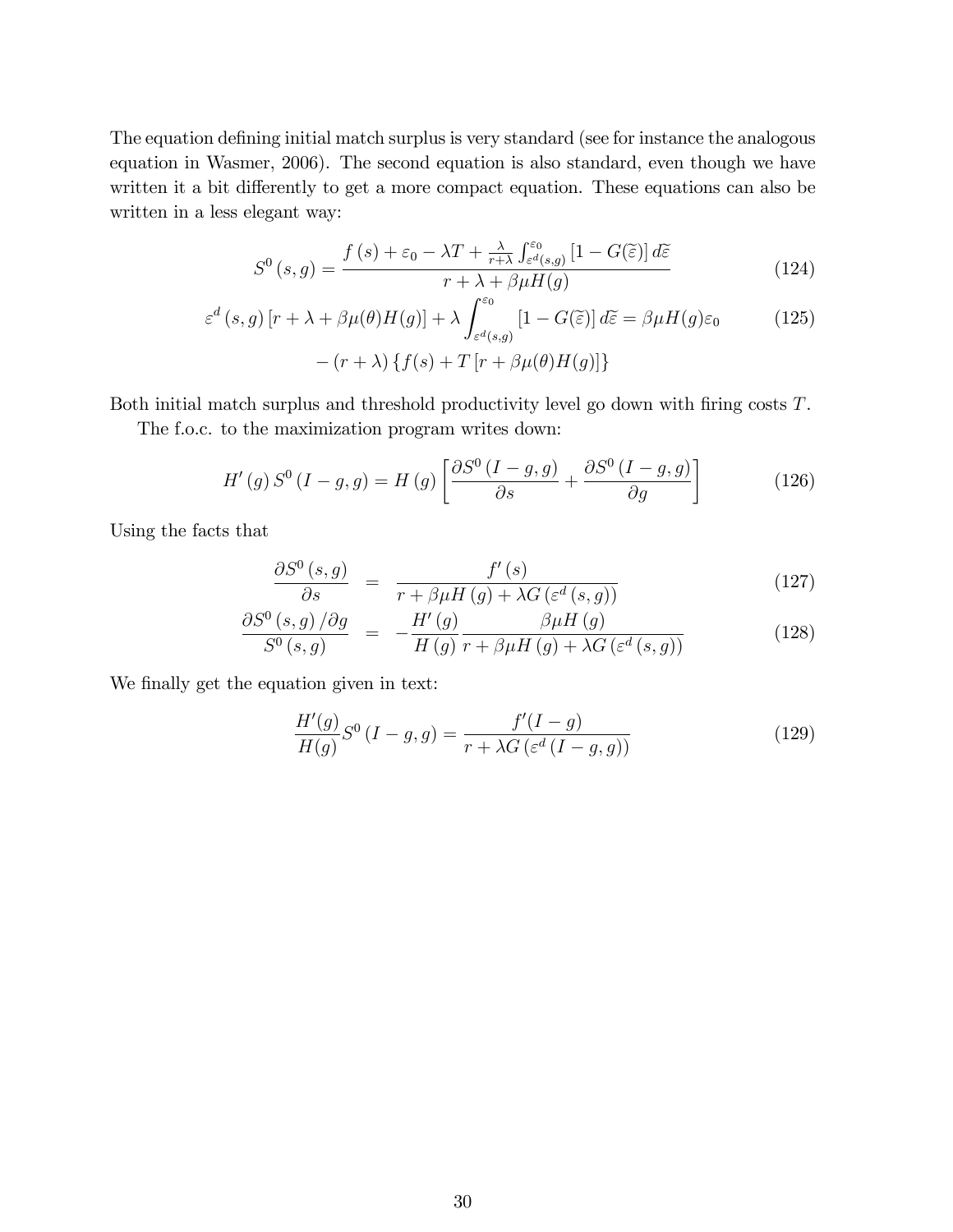The equation defining initial match surplus is very standard (see for instance the analogous equation in Wasmer, 2006). The second equation is also standard, even though we have written it a bit differently to get a more compact equation. These equations can also be written in a less elegant way:

$$S^0(s,g) = \frac{f(s) + \varepsilon_0 - \lambda T + \frac{\lambda}{r+\lambda}\int_{\varepsilon^d(s,g)}^{\varepsilon_0} [1 - G(\widetilde{\varepsilon})] \, d\widetilde{\varepsilon}}{r + \lambda + \beta\mu H(g)} \tag{124}$$

$$\begin{aligned} \varepsilon^d(s,g)[r + \lambda + \beta\mu(\theta)H(g)] + \lambda \int_{\varepsilon^d(s,g)}^{\varepsilon_0} [1 - G(\widetilde{\varepsilon})] \, d\widetilde{\varepsilon} &= \beta\mu H(g)\varepsilon_0 \\ - (r+\lambda)\{f(s) + T[r + \beta\mu(\theta)H(g)]\} \end{aligned} \tag{125}$$

Both initial match surplus and threshold productivity level go down with firing costs $T$.

The f.o.c. to the maximization program writes down:

$$H'(g)\, S^0(I-g,g) = H(g)\left[\frac{\partial S^0(I-g,g)}{\partial s} + \frac{\partial S^0(I-g,g)}{\partial g}\right] \tag{126}$$

Using the facts that

$$\frac{\partial S^0(s,g)}{\partial s} = \frac{f'(s)}{r + \beta\mu H(g) + \lambda G(\varepsilon^d(s,g))} \tag{127}$$

$$\frac{\partial S^0(s,g)/\partial g}{S^0(s,g)} = -\frac{H'(g)}{H(g)} \frac{\beta\mu H(g)}{r + \beta\mu H(g) + \lambda G(\varepsilon^d(s,g))} \tag{128}$$

We finally get the equation given in text:

$$\frac{H'(g)}{H(g)} S^0(I-g,g) = \frac{f'(I-g)}{r + \lambda G(\varepsilon^d(I-g,g))} \tag{129}$$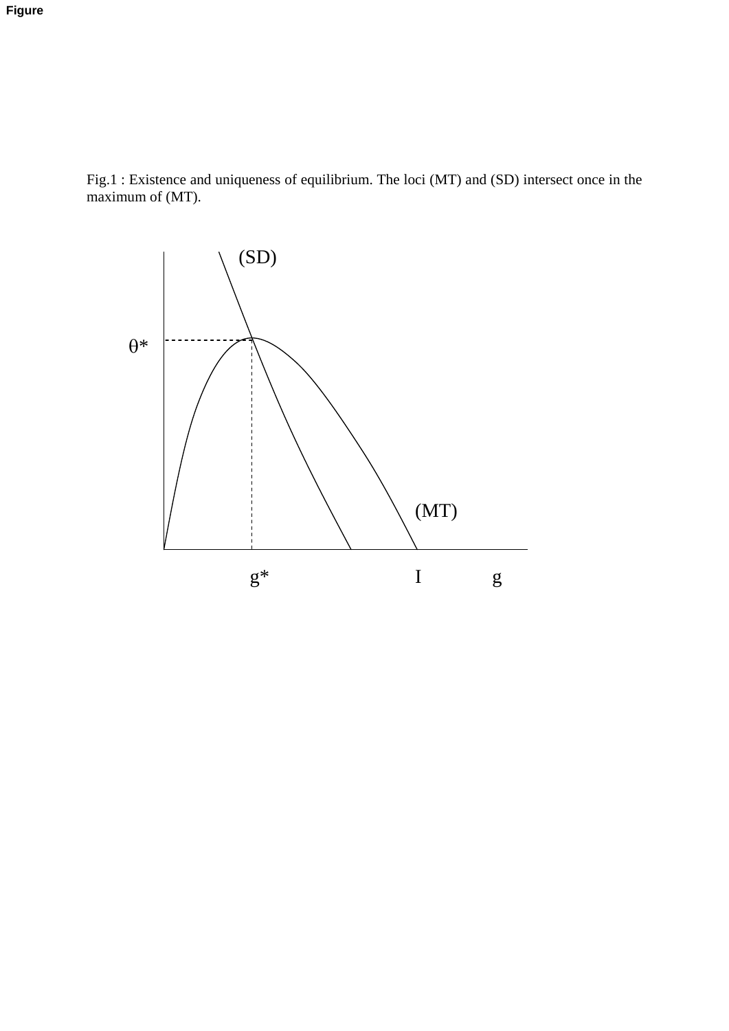Figure

Fig.1 : Existence and uniqueness of equilibrium. The loci (MT) and (SD) intersect once in the maximum of (MT).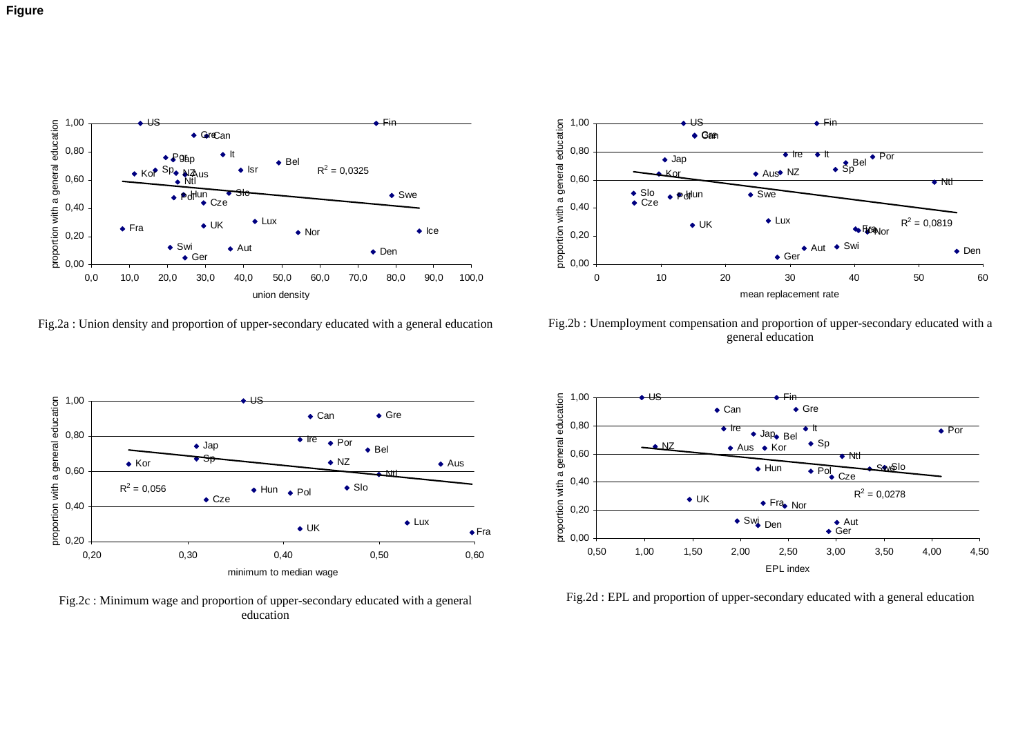**Figure**

Fig.2a : Union density and proportion of upper-secondary educated with a general education

Fig.2b : Unemployment compensation and proportion of upper-secondary educated with a general education

Fig.2c : Minimum wage and proportion of upper-secondary educated with a general education

Fig.2d : EPL and proportion of upper-secondary educated with a general education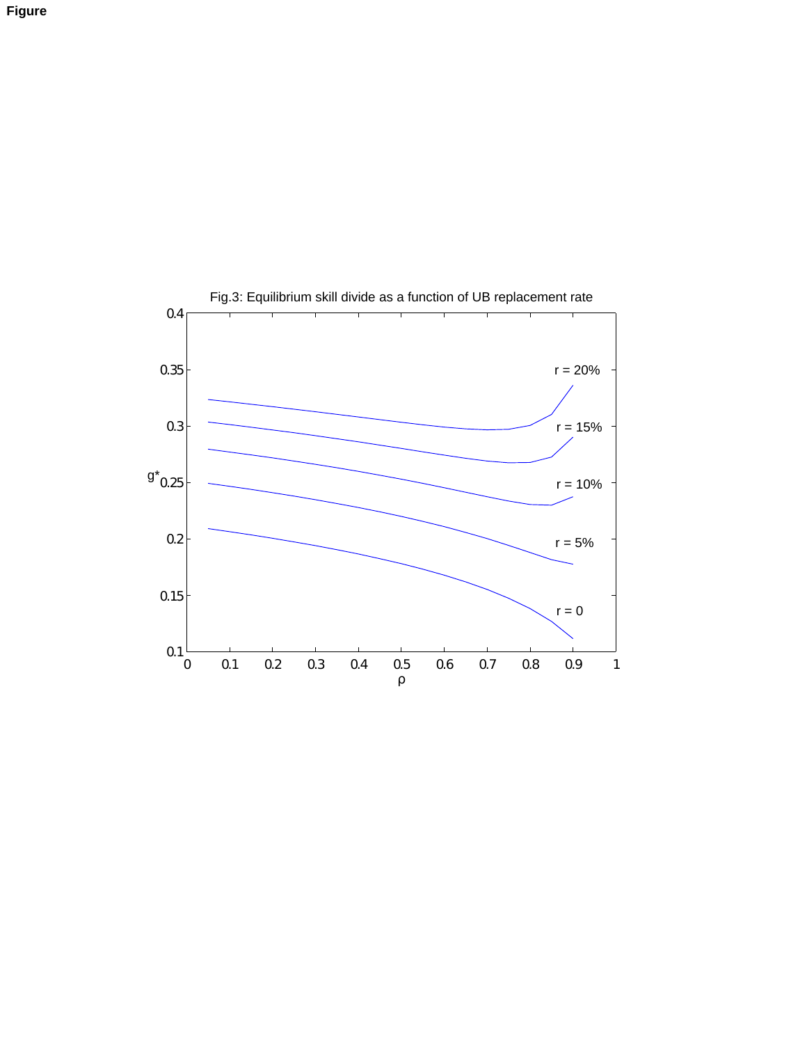**Figure**

Fig.3: Equilibrium skill divide as a function of UB replacement rate

0.4
0.35
0.3
g* 0.25
0.2
0.15
0.1

0 0.1 0.2 0.3 0.4 0.5 0.6 0.7 0.8 0.9 1

ρ

r = 20%
r = 15%
r = 10%
r = 5%
r = 0